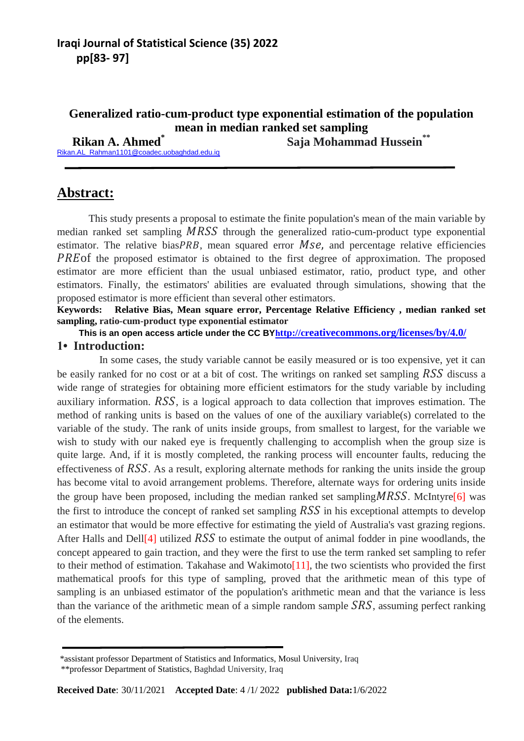# Generalized ratio-cum-product type exponential estimation of the population mean in median ranked set sampling

**Rikan A. Ahmed*** **Saja Mohammad Hussein****

Rikan.AL_Rahman1101@coadec.uobaghdad.edu.iq

## Abstract:

This study presents a proposal to estimate the finite population's mean of the main variable by median ranked set sampling $MRSS$ through the generalized ratio-cum-product type exponential estimator. The relative bias $PRB$, mean squared error $Mse$, and percentage relative efficiencies $PRE$ of the proposed estimator is obtained to the first degree of approximation. The proposed estimator are more efficient than the usual unbiased estimator, ratio, product type, and other estimators. Finally, the estimators' abilities are evaluated through simulations, showing that the proposed estimator is more efficient than several other estimators.

**Keywords: Relative Bias, Mean square error, Percentage Relative Efficiency , median ranked set sampling, ratio-cum-product type exponential estimator**

**This is an open access article under the CC BY http://creativecommons.org/licenses/by/4.0/**

## 1• Introduction:

In some cases, the study variable cannot be easily measured or is too expensive, yet it can be easily ranked for no cost or at a bit of cost. The writings on ranked set sampling $RSS$ discuss a wide range of strategies for obtaining more efficient estimators for the study variable by including auxiliary information. $RSS$, is a logical approach to data collection that improves estimation. The method of ranking units is based on the values of one of the auxiliary variable(s) correlated to the variable of the study. The rank of units inside groups, from smallest to largest, for the variable we wish to study with our naked eye is frequently challenging to accomplish when the group size is quite large. And, if it is mostly completed, the ranking process will encounter faults, reducing the effectiveness of $RSS$. As a result, exploring alternate methods for ranking the units inside the group has become vital to avoid arrangement problems. Therefore, alternate ways for ordering units inside the group have been proposed, including the median ranked set sampling $MRSS$. McIntyre[6] was the first to introduce the concept of ranked set sampling $RSS$ in his exceptional attempts to develop an estimator that would be more effective for estimating the yield of Australia's vast grazing regions. After Halls and Dell[4] utilized $RSS$ to estimate the output of animal fodder in pine woodlands, the concept appeared to gain traction, and they were the first to use the term ranked set sampling to refer to their method of estimation. Takahase and Wakimoto[11], the two scientists who provided the first mathematical proofs for this type of sampling, proved that the arithmetic mean of this type of sampling is an unbiased estimator of the population's arithmetic mean and that the variance is less than the variance of the arithmetic mean of a simple random sample $SRS$, assuming perfect ranking of the elements.

*assistant professor Department of Statistics and Informatics, Mosul University, Iraq
**professor Department of Statistics, Baghdad University, Iraq

**Received Date**: 30/11/2021 **Accepted Date**: 4 /1/ 2022 **published Data:**1/6/2022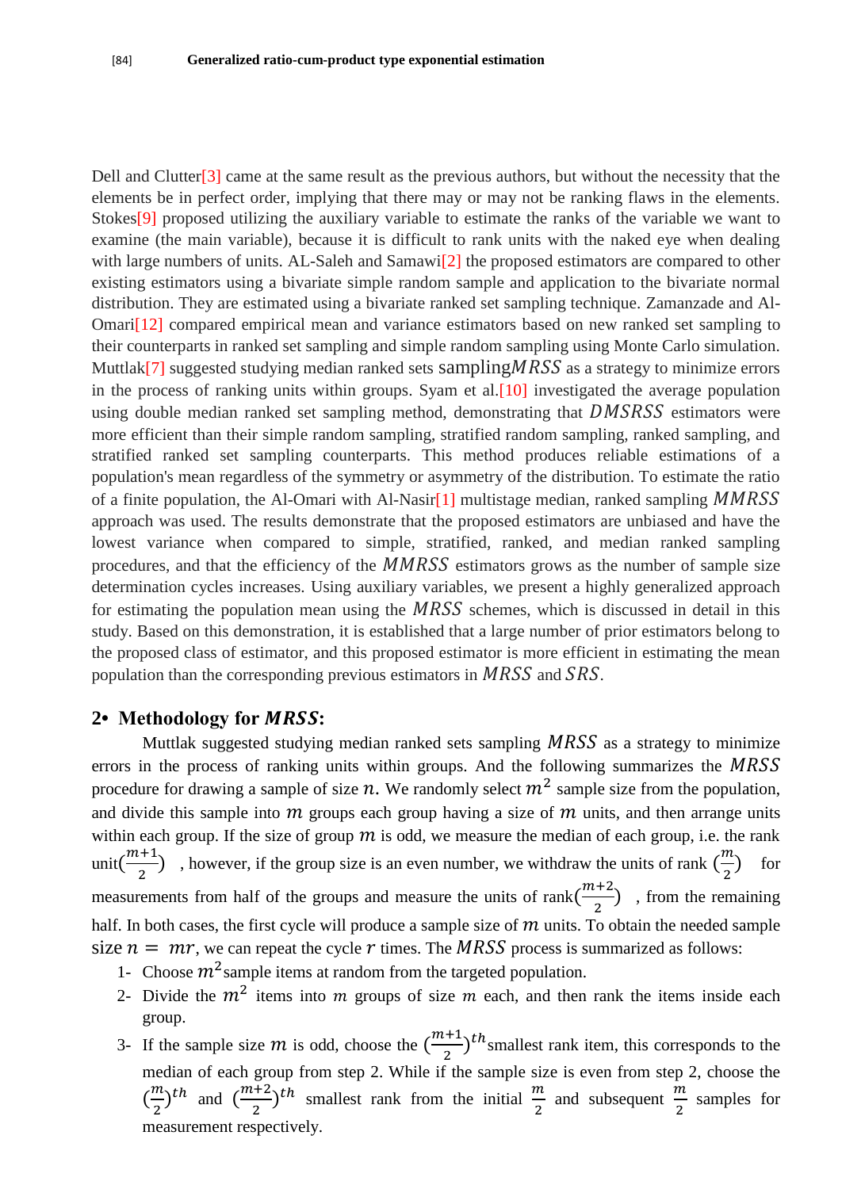Dell and Clutter[3] came at the same result as the previous authors, but without the necessity that the elements be in perfect order, implying that there may or may not be ranking flaws in the elements. Stokes[9] proposed utilizing the auxiliary variable to estimate the ranks of the variable we want to examine (the main variable), because it is difficult to rank units with the naked eye when dealing with large numbers of units. AL-Saleh and Samawi[2] the proposed estimators are compared to other existing estimators using a bivariate simple random sample and application to the bivariate normal distribution. They are estimated using a bivariate ranked set sampling technique. Zamanzade and Al-Omari[12] compared empirical mean and variance estimators based on new ranked set sampling to their counterparts in ranked set sampling and simple random sampling using Monte Carlo simulation. Muttlak[7] suggested studying median ranked sets sampling $MRSS$ as a strategy to minimize errors in the process of ranking units within groups. Syam et al.[10] investigated the average population using double median ranked set sampling method, demonstrating that $DMSRSS$ estimators were more efficient than their simple random sampling, stratified random sampling, ranked sampling, and stratified ranked set sampling counterparts. This method produces reliable estimations of a population's mean regardless of the symmetry or asymmetry of the distribution. To estimate the ratio of a finite population, the Al-Omari with Al-Nasir[1] multistage median, ranked sampling $MMRSS$ approach was used. The results demonstrate that the proposed estimators are unbiased and have the lowest variance when compared to simple, stratified, ranked, and median ranked sampling procedures, and that the efficiency of the $MMRSS$ estimators grows as the number of sample size determination cycles increases. Using auxiliary variables, we present a highly generalized approach for estimating the population mean using the $MRSS$ schemes, which is discussed in detail in this study. Based on this demonstration, it is established that a large number of prior estimators belong to the proposed class of estimator, and this proposed estimator is more efficient in estimating the mean population than the corresponding previous estimators in $MRSS$ and $SRS$.

## 2• Methodology for *MRSS*:

Muttlak suggested studying median ranked sets sampling $MRSS$ as a strategy to minimize errors in the process of ranking units within groups. And the following summarizes the $MRSS$ procedure for drawing a sample of size $n$. We randomly select $m^2$ sample size from the population, and divide this sample into $m$ groups each group having a size of $m$ units, and then arrange units within each group. If the size of group $m$ is odd, we measure the median of each group, i.e. the rank unit$\left(\frac{m+1}{2}\right)$ , however, if the group size is an even number, we withdraw the units of rank $\left(\frac{m}{2}\right)$ for measurements from half of the groups and measure the units of rank$\left(\frac{m+2}{2}\right)$ , from the remaining half. In both cases, the first cycle will produce a sample size of $m$ units. To obtain the needed sample size $n = mr$, we can repeat the cycle $r$ times. The $MRSS$ process is summarized as follows:

1- Choose $m^2$ sample items at random from the targeted population.
2- Divide the $m^2$ items into $m$ groups of size $m$ each, and then rank the items inside each group.
3- If the sample size $m$ is odd, choose the $\left(\frac{m+1}{2}\right)^{th}$ smallest rank item, this corresponds to the median of each group from step 2. While if the sample size is even from step 2, choose the $\left(\frac{m}{2}\right)^{th}$ and $\left(\frac{m+2}{2}\right)^{th}$ smallest rank from the initial $\frac{m}{2}$ and subsequent $\frac{m}{2}$ samples for measurement respectively.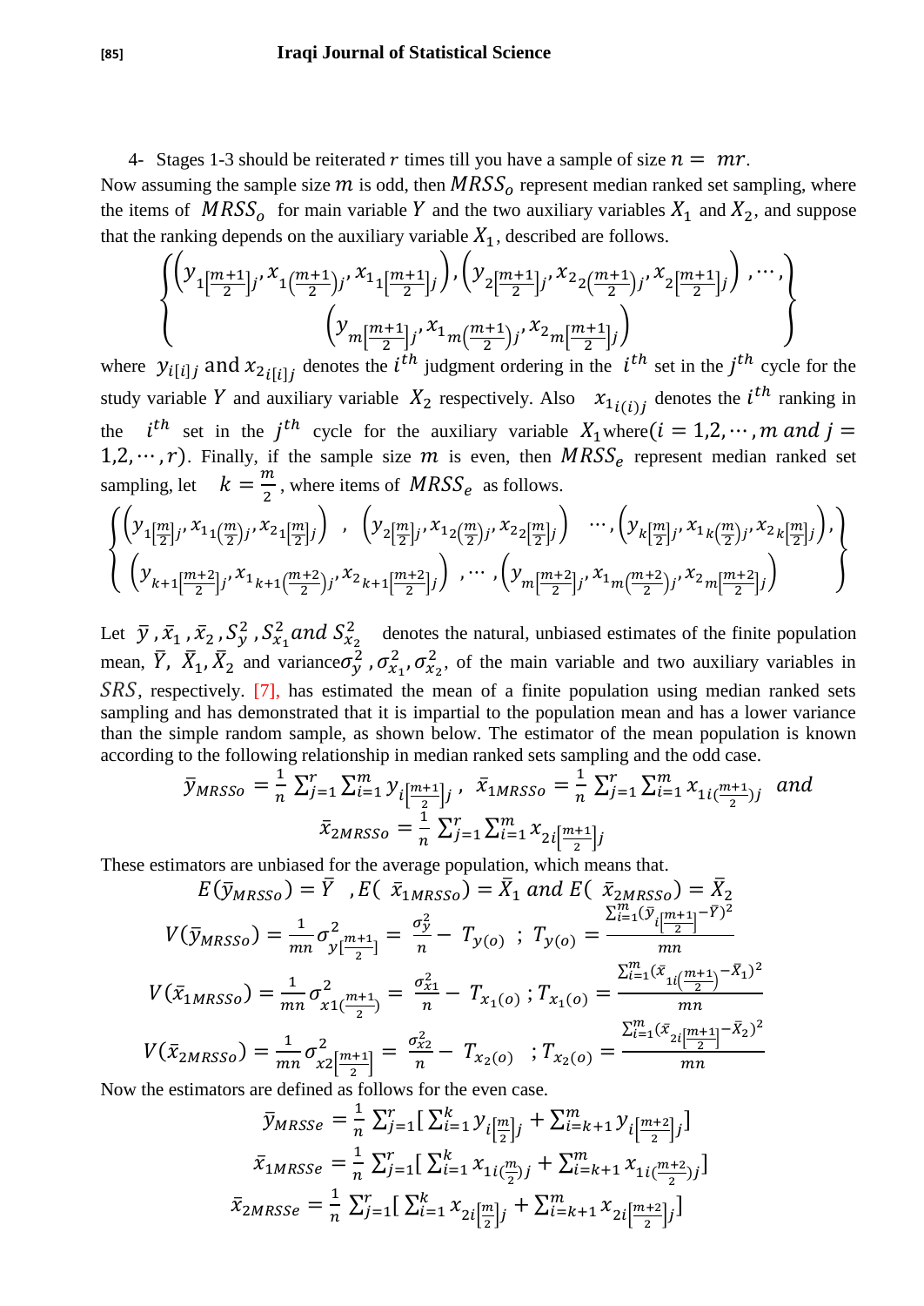4- Stages 1-3 should be reiterated $r$ times till you have a sample of size $n = mr$.

Now assuming the sample size $m$ is odd, then $MRSS_o$ represent median ranked set sampling, where the items of $MRSS_o$ for main variable $Y$ and the two auxiliary variables $X_1$ and $X_2$, and suppose that the ranking depends on the auxiliary variable $X_1$, described are follows.

$$\left\{\begin{matrix}\left(y_{1\left[\frac{m+1}{2}\right]j}, x_{1_1\left(\frac{m+1}{2}\right)j}, x_{2_1\left[\frac{m+1}{2}\right]j}\right), \left(y_{2\left[\frac{m+1}{2}\right]j}, x_{1_2\left(\frac{m+1}{2}\right)j}, x_{2_2\left[\frac{m+1}{2}\right]j}\right), \cdots, \\ \left(y_{m\left[\frac{m+1}{2}\right]j}, x_{1_m\left(\frac{m+1}{2}\right)j}, x_{2_m\left[\frac{m+1}{2}\right]j}\right)\end{matrix}\right\}$$

where $y_{i[i]j}$ and $x_{2_{i[i]j}}$ denotes the $i^{th}$ judgment ordering in the $i^{th}$ set in the $j^{th}$ cycle for the study variable $Y$ and auxiliary variable $X_2$ respectively. Also $x_{1_{i(i)j}}$ denotes the $i^{th}$ ranking in the $i^{th}$ set in the $j^{th}$ cycle for the auxiliary variable $X_1$ where $(i = 1,2,\cdots,m$ and $j = 1,2,\cdots,r)$. Finally, if the sample size $m$ is even, then $MRSS_e$ represent median ranked set sampling, let $k = \frac{m}{2}$, where items of $MRSS_e$ as follows.

$$\left\{\begin{matrix}\left(y_{1\left[\frac{m}{2}\right]j}, x_{1_1\left(\frac{m}{2}\right)j}, x_{2_1\left[\frac{m}{2}\right]j}\right), \left(y_{2\left[\frac{m}{2}\right]j}, x_{1_2\left(\frac{m}{2}\right)j}, x_{2_2\left[\frac{m}{2}\right]j}\right) \cdots, \left(y_{k\left[\frac{m}{2}\right]j}, x_{1_k\left(\frac{m}{2}\right)j}, x_{2_k\left[\frac{m}{2}\right]j}\right), \\ \left(y_{k+1\left[\frac{m+2}{2}\right]j}, x_{1_{k+1}\left(\frac{m+2}{2}\right)j}, x_{2_{k+1}\left[\frac{m+2}{2}\right]j}\right), \cdots, \left(y_{m\left[\frac{m+2}{2}\right]j}, x_{1_m\left(\frac{m+2}{2}\right)j}, x_{2_m\left[\frac{m+2}{2}\right]j}\right)\end{matrix}\right\}$$

Let $\bar{y}, \bar{x}_1, \bar{x}_2, S_y^2, S_{x_1}^2$ and $S_{x_2}^2$ denotes the natural, unbiased estimates of the finite population mean, $\bar{Y}$, $\bar{X}_1, \bar{X}_2$ and variance $\sigma_y^2, \sigma_{x_1}^2, \sigma_{x_2}^2$, of the main variable and two auxiliary variables in $SRS$, respectively. [7], has estimated the mean of a finite population using median ranked sets sampling and has demonstrated that it is impartial to the population mean and has a lower variance than the simple random sample, as shown below. The estimator of the mean population is known according to the following relationship in median ranked sets sampling and the odd case.

$$\bar{y}_{MRSSo} = \frac{1}{n}\sum_{j=1}^{r}\sum_{i=1}^{m} y_{i\left[\frac{m+1}{2}\right]j}, \quad \bar{x}_{1MRSSo} = \frac{1}{n}\sum_{j=1}^{r}\sum_{i=1}^{m} x_{1i\left(\frac{m+1}{2}\right)j} \quad and$$

$$\bar{x}_{2MRSSo} = \frac{1}{n}\sum_{j=1}^{r}\sum_{i=1}^{m} x_{2i\left[\frac{m+1}{2}\right]j}$$

These estimators are unbiased for the average population, which means that.

$$E(\bar{y}_{MRSSo}) = \bar{Y} \quad, E(\bar{x}_{1MRSSo}) = \bar{X}_1 \text{ and } E(\bar{x}_{2MRSSo}) = \bar{X}_2$$

$$V(\bar{y}_{MRSSo}) = \frac{1}{mn}\sigma^2_{y\left[\frac{m+1}{2}\right]} = \frac{\sigma_y^2}{n} - T_{y(o)} \;;\; T_{y(o)} = \frac{\sum_{i=1}^{m}(\bar{y}_{i\left[\frac{m+1}{2}\right]} - \bar{Y})^2}{mn}$$

$$V(\bar{x}_{1MRSSo}) = \frac{1}{mn}\sigma^2_{x1\left(\frac{m+1}{2}\right)} = \frac{\sigma_{x1}^2}{n} - T_{x_1(o)} \;; T_{x_1(o)} = \frac{\sum_{i=1}^{m}(\bar{x}_{1i\left(\frac{m+1}{2}\right)} - \bar{X}_1)^2}{mn}$$

$$V(\bar{x}_{2MRSSo}) = \frac{1}{mn}\sigma^2_{x2\left[\frac{m+1}{2}\right]} = \frac{\sigma_{x2}^2}{n} - T_{x_2(o)} \;; T_{x_2(o)} = \frac{\sum_{i=1}^{m}(\bar{x}_{2i\left[\frac{m+1}{2}\right]} - \bar{X}_2)^2}{mn}$$

Now the estimators are defined as follows for the even case.

$$\bar{y}_{MRSSe} = \frac{1}{n}\sum_{j=1}^{r}\left[\sum_{i=1}^{k} y_{i\left[\frac{m}{2}\right]j} + \sum_{i=k+1}^{m} y_{i\left[\frac{m+2}{2}\right]j}\right]$$

$$\bar{x}_{1MRSSe} = \frac{1}{n}\sum_{j=1}^{r}\left[\sum_{i=1}^{k} x_{1i\left(\frac{m}{2}\right)j} + \sum_{i=k+1}^{m} x_{1i\left(\frac{m+2}{2}\right)j}\right]$$

$$\bar{x}_{2MRSSe} = \frac{1}{n}\sum_{j=1}^{r}\left[\sum_{i=1}^{k} x_{2i\left[\frac{m}{2}\right]j} + \sum_{i=k+1}^{m} x_{2i\left[\frac{m+2}{2}\right]j}\right]$$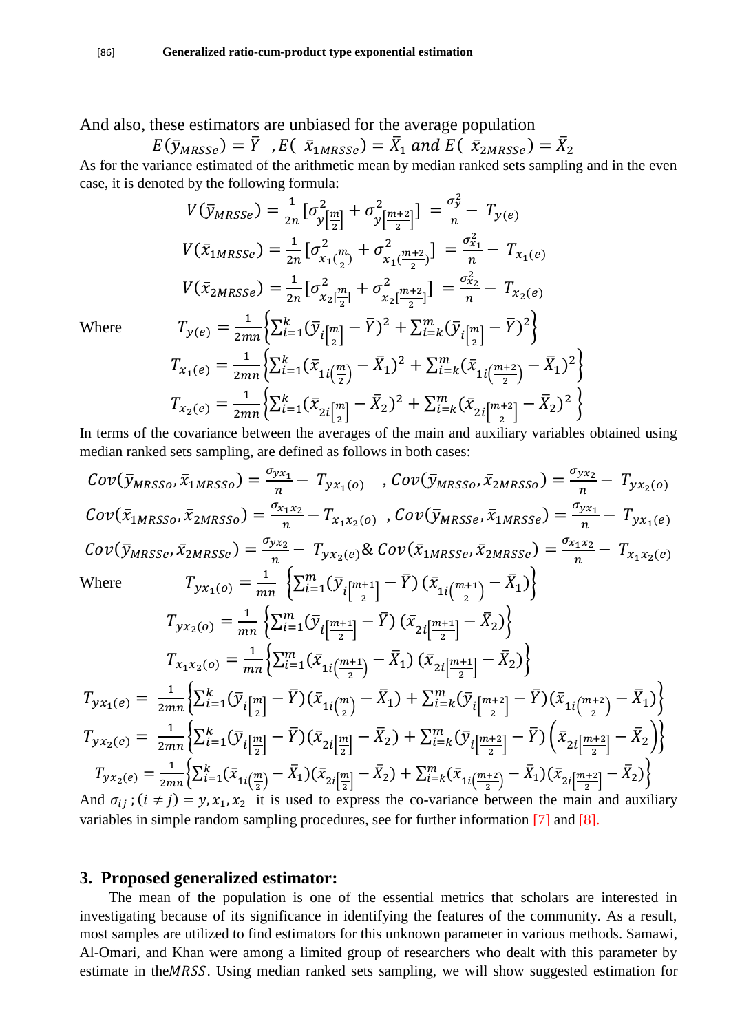And also, these estimators are unbiased for the average population

$$E(\bar{y}_{MRSSe}) = \bar{Y} \quad , E(\ \bar{x}_{1MRSSe}) = \bar{X}_1 \text{ and } E(\ \bar{x}_{2MRSSe}) = \bar{X}_2$$

As for the variance estimated of the arithmetic mean by median ranked sets sampling and in the even case, it is denoted by the following formula:

$$V(\bar{y}_{MRSSe}) = \frac{1}{2n}[\sigma^2_{y\left[\frac{m}{2}\right]} + \sigma^2_{y\left[\frac{m+2}{2}\right]}] = \frac{\sigma_y^2}{n} - T_{y(e)}$$

$$V(\bar{x}_{1MRSSe}) = \frac{1}{2n}[\sigma^2_{x_1\left(\frac{m}{2}\right)} + \sigma^2_{x_1\left(\frac{m+2}{2}\right)}] = \frac{\sigma_{x_1}^2}{n} - T_{x_1(e)}$$

$$V(\bar{x}_{2MRSSe}) = \frac{1}{2n}[\sigma^2_{x_2\left[\frac{m}{2}\right]} + \sigma^2_{x_2\left[\frac{m+2}{2}\right]}] = \frac{\sigma_{x_2}^2}{n} - T_{x_2(e)}$$

Where

$$T_{y(e)} = \frac{1}{2mn}\left\{\sum_{i=1}^{k}(\bar{y}_{i\left[\frac{m}{2}\right]} - \bar{Y})^2 + \sum_{i=k}^{m}(\bar{y}_{i\left[\frac{m}{2}\right]} - \bar{Y})^2\right\}$$

$$T_{x_1(e)} = \frac{1}{2mn}\left\{\sum_{i=1}^{k}(\bar{x}_{1i\left(\frac{m}{2}\right)} - \bar{X}_1)^2 + \sum_{i=k}^{m}(\bar{x}_{1i\left(\frac{m+2}{2}\right)} - \bar{X}_1)^2\right\}$$

$$T_{x_2(e)} = \frac{1}{2mn}\left\{\sum_{i=1}^{k}(\bar{x}_{2i\left[\frac{m}{2}\right]} - \bar{X}_2)^2 + \sum_{i=k}^{m}(\bar{x}_{2i\left[\frac{m+2}{2}\right]} - \bar{X}_2)^2\right\}$$

In terms of the covariance between the averages of the main and auxiliary variables obtained using median ranked sets sampling, are defined as follows in both cases:

$$Cov(\bar{y}_{MRSSo}, \bar{x}_{1MRSSo}) = \frac{\sigma_{yx_1}}{n} - T_{yx_1(o)} \quad , Cov(\bar{y}_{MRSSo}, \bar{x}_{2MRSSo}) = \frac{\sigma_{yx_2}}{n} - T_{yx_2(o)}$$

$$Cov(\bar{x}_{1MRSSo}, \bar{x}_{2MRSSo}) = \frac{\sigma_{x_1x_2}}{n} - T_{x_1x_2(o)} \quad , Cov(\bar{y}_{MRSSe}, \bar{x}_{1MRSSe}) = \frac{\sigma_{yx_1}}{n} - T_{yx_1(e)}$$

$$Cov(\bar{y}_{MRSSe}, \bar{x}_{2MRSSe}) = \frac{\sigma_{yx_2}}{n} - T_{yx_2(e)} \,\&\, Cov(\bar{x}_{1MRSSe}, \bar{x}_{2MRSSe}) = \frac{\sigma_{x_1x_2}}{n} - T_{x_1x_2(e)}$$

Where

$$T_{yx_1(o)} = \frac{1}{mn}\left\{\sum_{i=1}^{m}(\bar{y}_{i\left[\frac{m+1}{2}\right]} - \bar{Y})(\bar{x}_{1i\left(\frac{m+1}{2}\right)} - \bar{X}_1)\right\}$$

$$T_{yx_2(o)} = \frac{1}{mn}\left\{\sum_{i=1}^{m}(\bar{y}_{i\left[\frac{m+1}{2}\right]} - \bar{Y})(\bar{x}_{2i\left[\frac{m+1}{2}\right]} - \bar{X}_2)\right\}$$

$$T_{x_1x_2(o)} = \frac{1}{mn}\left\{\sum_{i=1}^{m}(\bar{x}_{1i\left(\frac{m+1}{2}\right)} - \bar{X}_1)(\bar{x}_{2i\left[\frac{m+1}{2}\right]} - \bar{X}_2)\right\}$$

$$T_{yx_1(e)} = \frac{1}{2mn}\left\{\sum_{i=1}^{k}(\bar{y}_{i\left[\frac{m}{2}\right]} - \bar{Y})(\bar{x}_{1i\left(\frac{m}{2}\right)} - \bar{X}_1) + \sum_{i=k}^{m}(\bar{y}_{i\left[\frac{m+2}{2}\right]} - \bar{Y})(\bar{x}_{1i\left(\frac{m+2}{2}\right)} - \bar{X}_1)\right\}$$

$$T_{yx_2(e)} = \frac{1}{2mn}\left\{\sum_{i=1}^{k}(\bar{y}_{i\left[\frac{m}{2}\right]} - \bar{Y})(\bar{x}_{2i\left[\frac{m}{2}\right]} - \bar{X}_2) + \sum_{i=k}^{m}(\bar{y}_{i\left[\frac{m+2}{2}\right]} - \bar{Y})\left(\bar{x}_{2i\left[\frac{m+2}{2}\right]} - \bar{X}_2\right)\right\}$$

$$T_{yx_2(e)} = \frac{1}{2mn}\left\{\sum_{i=1}^{k}(\bar{x}_{1i\left(\frac{m}{2}\right)} - \bar{X}_1)(\bar{x}_{2i\left[\frac{m}{2}\right]} - \bar{X}_2) + \sum_{i=k}^{m}(\bar{x}_{1i\left(\frac{m+2}{2}\right)} - \bar{X}_1)(\bar{x}_{2i\left[\frac{m+2}{2}\right]} - \bar{X}_2)\right\}$$

And $\sigma_{ij}\,; (i \neq j) = y, x_1, x_2$ it is used to express the co-variance between the main and auxiliary variables in simple random sampling procedures, see for further information [7] and [8].

## 3. Proposed generalized estimator:

The mean of the population is one of the essential metrics that scholars are interested in investigating because of its significance in identifying the features of the community. As a result, most samples are utilized to find estimators for this unknown parameter in various methods. Samawi, Al-Omari, and Khan were among a limited group of researchers who dealt with this parameter by estimate in the $MRSS$. Using median ranked sets sampling, we will show suggested estimation for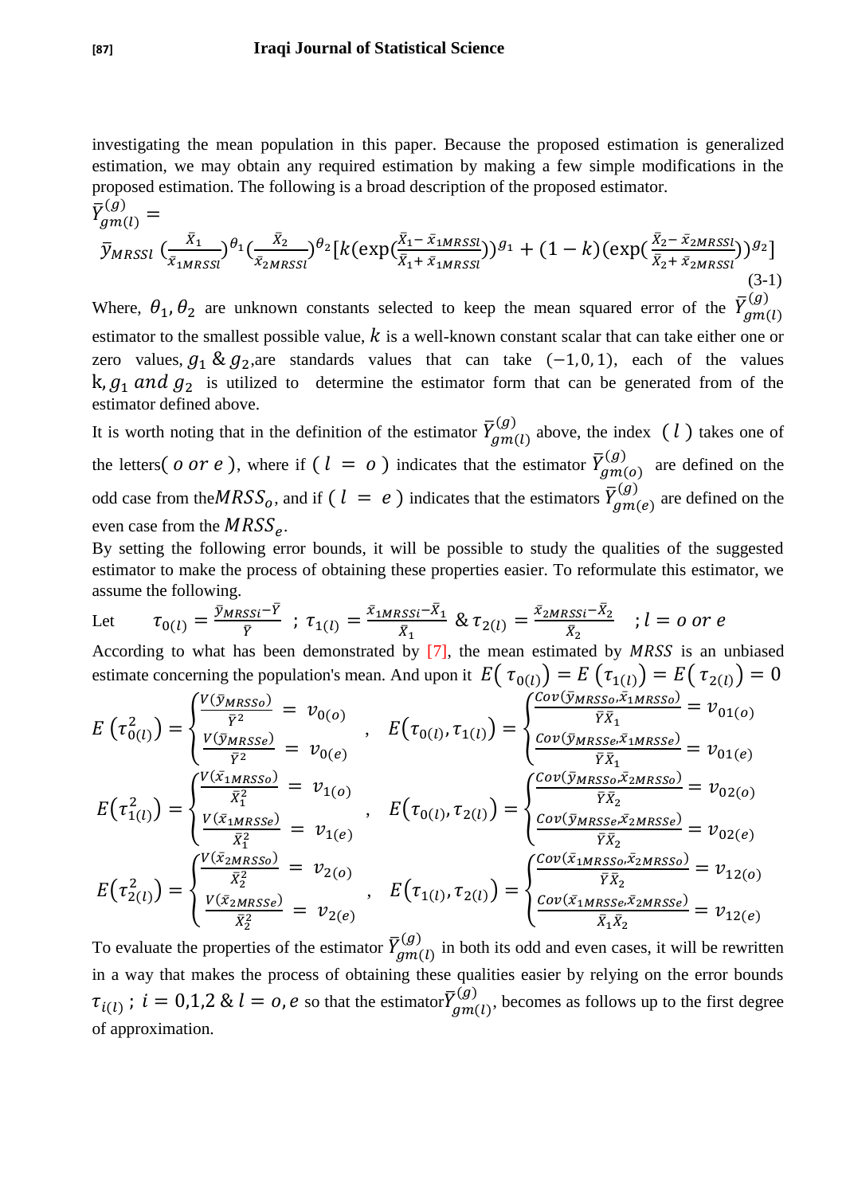investigating the mean population in this paper. Because the proposed estimation is generalized estimation, we may obtain any required estimation by making a few simple modifications in the proposed estimation. The following is a broad description of the proposed estimator.

$$\bar{Y}_{gm(l)}^{(g)} = \bar{y}_{MRSSl}\left(\frac{\bar{X}_1}{\bar{x}_{1MRSSl}}\right)^{\theta_1}\left(\frac{\bar{X}_2}{\bar{x}_{2MRSSl}}\right)^{\theta_2}\left[k\left(\exp\left(\frac{\bar{X}_1-\bar{x}_{1MRSSl}}{\bar{X}_1+\bar{x}_{1MRSSl}}\right)\right)^{g_1}+(1-k)\left(\exp\left(\frac{\bar{X}_2-\bar{x}_{2MRSSl}}{\bar{X}_2+\bar{x}_{2MRSSl}}\right)\right)^{g_2}\right] \tag{3-1}$$

Where, $\theta_1, \theta_2$ are unknown constants selected to keep the mean squared error of the $\bar{Y}_{gm(l)}^{(g)}$ estimator to the smallest possible value, $k$ is a well-known constant scalar that can take either one or zero values, $g_1$ & $g_2$,are standards values that can take $(-1,0,1)$, each of the values k, $g_1$ and $g_2$ is utilized to determine the estimator form that can be generated from of the estimator defined above.

It is worth noting that in the definition of the estimator $\bar{Y}_{gm(l)}^{(g)}$ above, the index $(l)$ takes one of the letters( $o$ or $e$ ), where if $(l = o)$ indicates that the estimator $\bar{Y}_{gm(o)}^{(g)}$ are defined on the odd case from the$MRSS_o$, and if $(l = e)$ indicates that the estimators $\bar{Y}_{gm(e)}^{(g)}$ are defined on the even case from the $MRSS_e$.

By setting the following error bounds, it will be possible to study the qualities of the suggested estimator to make the process of obtaining these properties easier. To reformulate this estimator, we assume the following.

Let $\tau_{0(l)} = \frac{\bar{y}_{MRSSi}-\bar{Y}}{\bar{Y}}$ ; $\tau_{1(l)} = \frac{\bar{x}_{1MRSSi}-\bar{X}_1}{\bar{X}_1}$ & $\tau_{2(l)} = \frac{\bar{x}_{2MRSSi}-\bar{X}_2}{\bar{X}_2}$ ; $l = o$ or $e$

According to what has been demonstrated by [7], the mean estimated by $MRSS$ is an unbiased estimate concerning the population's mean. And upon it $E(\tau_{0(l)}) = E(\tau_{1(l)}) = E(\tau_{2(l)}) = 0$

$$E(\tau_{0(l)}^2) = \begin{cases} \frac{V(\bar{y}_{MRSSo})}{\bar{Y}^2} = v_{0(o)} \\ \frac{V(\bar{y}_{MRSSe})}{\bar{Y}^2} = v_{0(e)} \end{cases}, \quad E(\tau_{0(l)},\tau_{1(l)}) = \begin{cases} \frac{Cov(\bar{y}_{MRSSo},\bar{x}_{1MRSSo})}{\bar{Y}\bar{X}_1} = v_{01(o)} \\ \frac{Cov(\bar{y}_{MRSSe},\bar{x}_{1MRSSe})}{\bar{Y}\bar{X}_1} = v_{01(e)} \end{cases}$$

$$E(\tau_{1(l)}^2) = \begin{cases} \frac{V(\bar{x}_{1MRSSo})}{\bar{X}_1^2} = v_{1(o)} \\ \frac{V(\bar{x}_{1MRSSe})}{\bar{X}_1^2} = v_{1(e)} \end{cases}, \quad E(\tau_{0(l)},\tau_{2(l)}) = \begin{cases} \frac{Cov(\bar{y}_{MRSSo},\bar{x}_{2MRSSo})}{\bar{Y}\bar{X}_2} = v_{02(o)} \\ \frac{Cov(\bar{y}_{MRSSe},\bar{x}_{2MRSSe})}{\bar{Y}\bar{X}_2} = v_{02(e)} \end{cases}$$

$$E(\tau_{2(l)}^2) = \begin{cases} \frac{V(\bar{x}_{2MRSSo})}{\bar{X}_2^2} = v_{2(o)} \\ \frac{V(\bar{x}_{2MRSSe})}{\bar{X}_2^2} = v_{2(e)} \end{cases}, \quad E(\tau_{1(l)},\tau_{2(l)}) = \begin{cases} \frac{Cov(\bar{x}_{1MRSSo},\bar{x}_{2MRSSo})}{\bar{Y}\bar{X}_2} = v_{12(o)} \\ \frac{Cov(\bar{x}_{1MRSSe},\bar{x}_{2MRSSe})}{\bar{X}_1\bar{X}_2} = v_{12(e)} \end{cases}$$

To evaluate the properties of the estimator $\bar{Y}_{gm(l)}^{(g)}$ in both its odd and even cases, it will be rewritten in a way that makes the process of obtaining these qualities easier by relying on the error bounds $\tau_{i(l)}$ ; $i = 0,1,2$ & $l = o, e$ so that the estimator$\bar{Y}_{gm(l)}^{(g)}$, becomes as follows up to the first degree of approximation.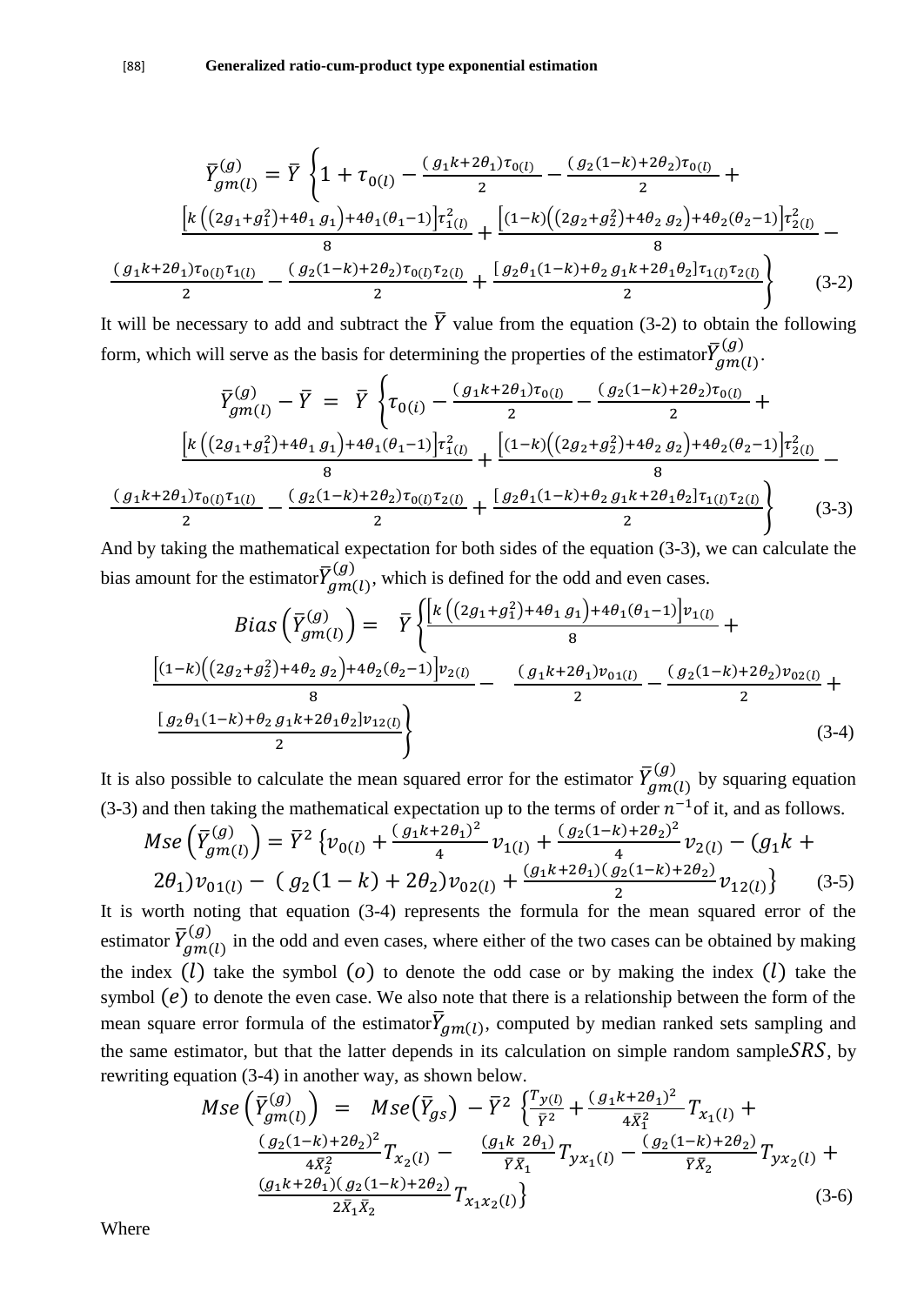$$\bar{Y}_{gm(l)}^{(g)} = \bar{Y} \left\{ 1 + \tau_{0(l)} - \frac{(g_1k+2\theta_1)\tau_{0(l)}}{2} - \frac{(g_2(1-k)+2\theta_2)\tau_{0(l)}}{2} + \frac{\left[k\left((2g_1+g_1^2)+4\theta_1 g_1\right)+4\theta_1(\theta_1-1)\right]\tau_{1(l)}^2}{8} + \frac{\left[(1-k)\left((2g_2+g_2^2)+4\theta_2 g_2\right)+4\theta_2(\theta_2-1)\right]\tau_{2(l)}^2}{8} - \frac{(g_1k+2\theta_1)\tau_{0(l)}\tau_{1(l)}}{2} - \frac{(g_2(1-k)+2\theta_2)\tau_{0(l)}\tau_{2(l)}}{2} + \frac{[g_2\theta_1(1-k)+\theta_2 g_1k+2\theta_1\theta_2]\tau_{1(l)}\tau_{2(l)}}{2} \right\} \quad (3\text{-}2)$$

It will be necessary to add and subtract the $\bar{Y}$ value from the equation (3-2) to obtain the following form, which will serve as the basis for determining the properties of the estimator $\bar{Y}_{gm(l)}^{(g)}$.

$$\bar{Y}_{gm(l)}^{(g)} - \bar{Y} = \bar{Y} \left\{ \tau_{0(i)} - \frac{(g_1k+2\theta_1)\tau_{0(l)}}{2} - \frac{(g_2(1-k)+2\theta_2)\tau_{0(l)}}{2} + \frac{\left[k\left((2g_1+g_1^2)+4\theta_1 g_1\right)+4\theta_1(\theta_1-1)\right]\tau_{1(l)}^2}{8} + \frac{\left[(1-k)\left((2g_2+g_2^2)+4\theta_2 g_2\right)+4\theta_2(\theta_2-1)\right]\tau_{2(l)}^2}{8} - \frac{(g_1k+2\theta_1)\tau_{0(l)}\tau_{1(l)}}{2} - \frac{(g_2(1-k)+2\theta_2)\tau_{0(l)}\tau_{2(l)}}{2} + \frac{[g_2\theta_1(1-k)+\theta_2 g_1k+2\theta_1\theta_2]\tau_{1(l)}\tau_{2(l)}}{2} \right\} \quad (3\text{-}3)$$

And by taking the mathematical expectation for both sides of the equation (3-3), we can calculate the bias amount for the estimator $\bar{Y}_{gm(l)}^{(g)}$, which is defined for the odd and even cases.

$$Bias\left(\bar{Y}_{gm(l)}^{(g)}\right) = \bar{Y} \left\{ \frac{\left[k\left((2g_1+g_1^2)+4\theta_1 g_1\right)+4\theta_1(\theta_1-1)\right]v_{1(l)}}{8} + \frac{\left[(1-k)\left((2g_2+g_2^2)+4\theta_2 g_2\right)+4\theta_2(\theta_2-1)\right]v_{2(l)}}{8} - \frac{(g_1k+2\theta_1)v_{01(l)}}{2} - \frac{(g_2(1-k)+2\theta_2)v_{02(l)}}{2} + \frac{[g_2\theta_1(1-k)+\theta_2 g_1k+2\theta_1\theta_2]v_{12(l)}}{2} \right\} \quad (3\text{-}4)$$

It is also possible to calculate the mean squared error for the estimator $\bar{Y}_{gm(l)}^{(g)}$ by squaring equation (3-3) and then taking the mathematical expectation up to the terms of order $n^{-1}$ of it, and as follows.

$$Mse\left(\bar{Y}_{gm(l)}^{(g)}\right) = \bar{Y}^2 \left\{ v_{0(l)} + \frac{(g_1k+2\theta_1)^2}{4}v_{1(l)} + \frac{(g_2(1-k)+2\theta_2)^2}{4}v_{2(l)} - (g_1k + 2\theta_1)v_{01(l)} - (g_2(1-k)+2\theta_2)v_{02(l)} + \frac{(g_1k+2\theta_1)(g_2(1-k)+2\theta_2)}{2}v_{12(l)} \right\} \quad (3\text{-}5)$$

It is worth noting that equation (3-4) represents the formula for the mean squared error of the estimator $\bar{Y}_{gm(l)}^{(g)}$ in the odd and even cases, where either of the two cases can be obtained by making the index $(l)$ take the symbol $(o)$ to denote the odd case or by making the index $(l)$ take the symbol $(e)$ to denote the even case. We also note that there is a relationship between the form of the mean square error formula of the estimator $\bar{Y}_{gm(l)}$, computed by median ranked sets sampling and the same estimator, but that the latter depends in its calculation on simple random sample $SRS$, by rewriting equation (3-4) in another way, as shown below.

$$Mse\left(\bar{Y}_{gm(l)}^{(g)}\right) = Mse\left(\bar{Y}_{gs}\right) - \bar{Y}^2 \left\{ \frac{T_{y(l)}}{\bar{Y}^2} + \frac{(g_1k+2\theta_1)^2}{4\bar{X}_1^2}T_{x_1(l)} + \frac{(g_2(1-k)+2\theta_2)^2}{4\bar{X}_2^2}T_{x_2(l)} - \frac{(g_1k\ 2\theta_1)}{\bar{Y}\bar{X}_1}T_{yx_1(l)} - \frac{(g_2(1-k)+2\theta_2)}{\bar{Y}\bar{X}_2}T_{yx_2(l)} + \frac{(g_1k+2\theta_1)(g_2(1-k)+2\theta_2)}{2\bar{X}_1\bar{X}_2}T_{x_1x_2(l)} \right\} \quad (3\text{-}6)$$

Where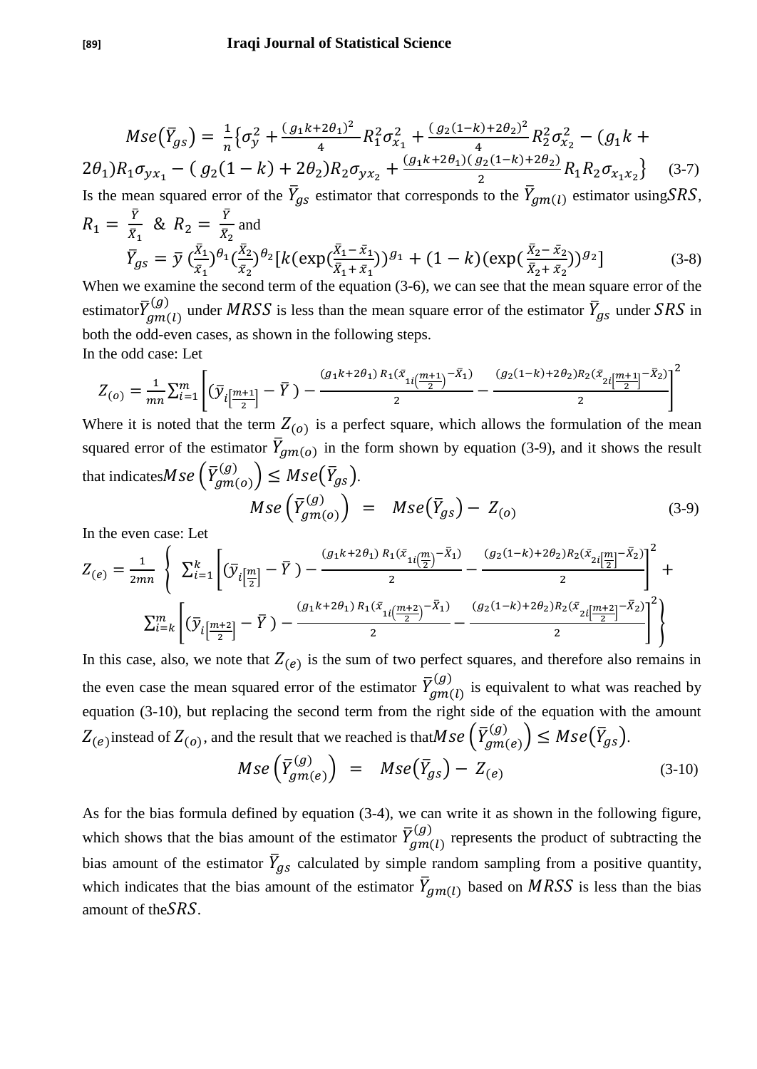$$Mse(\bar{Y}_{gs}) = \frac{1}{n}\{\sigma_y^2 + \frac{(g_1k+2\theta_1)^2}{4}R_1^2\sigma_{x_1}^2 + \frac{(g_2(1-k)+2\theta_2)^2}{4}R_2^2\sigma_{x_2}^2 - (g_1k + 2\theta_1)R_1\sigma_{yx_1} - (g_2(1-k)+2\theta_2)R_2\sigma_{yx_2} + \frac{(g_1k+2\theta_1)(g_2(1-k)+2\theta_2)}{2}R_1R_2\sigma_{x_1x_2}\} \quad (3\text{-}7)$$

Is the mean squared error of the $\bar{Y}_{gs}$ estimator that corresponds to the $\bar{Y}_{gm(l)}$ estimator using $SRS$, $R_1 = \frac{\bar{Y}}{\bar{X}_1}$ & $R_2 = \frac{\bar{Y}}{\bar{X}_2}$ and

$$\bar{Y}_{gs} = \bar{y}\,(\frac{\bar{X}_1}{\bar{x}_1})^{\theta_1}(\frac{\bar{X}_2}{\bar{x}_2})^{\theta_2}[k(\exp(\frac{\bar{X}_1-\bar{x}_1}{\bar{X}_1+\bar{x}_1}))^{g_1} + (1-k)(\exp(\frac{\bar{X}_2-\bar{x}_2}{\bar{X}_2+\bar{x}_2}))^{g_2}] \quad (3\text{-}8)$$

When we examine the second term of the equation (3-6), we can see that the mean square error of the estimator $\bar{Y}_{gm(l)}^{(g)}$ under $MRSS$ is less than the mean square error of the estimator $\bar{Y}_{gs}$ under $SRS$ in both the odd-even cases, as shown in the following steps.

In the odd case: Let

$$Z_{(o)} = \frac{1}{mn}\sum_{i=1}^{m}\left[(\bar{y}_{i\left[\frac{m+1}{2}\right]} - \bar{Y}) - \frac{(g_1k+2\theta_1)\,R_1(\bar{x}_{1i\left(\frac{m+1}{2}\right)}-\bar{X}_1)}{2} - \frac{(g_2(1-k)+2\theta_2)R_2(\bar{x}_{2i\left[\frac{m+1}{2}\right]}-\bar{X}_2)}{2}\right]^2$$

Where it is noted that the term $Z_{(o)}$ is a perfect square, which allows the formulation of the mean squared error of the estimator $\bar{Y}_{gm(o)}$ in the form shown by equation (3-9), and it shows the result that indicates $Mse\left(\bar{Y}_{gm(o)}^{(g)}\right) \leq Mse(\bar{Y}_{gs})$.

$$Mse\left(\bar{Y}_{gm(o)}^{(g)}\right) = Mse(\bar{Y}_{gs}) - Z_{(o)} \quad (3\text{-}9)$$

In the even case: Let

$$Z_{(e)} = \frac{1}{2mn}\left\{\sum_{i=1}^{k}\left[(\bar{y}_{i\left[\frac{m}{2}\right]} - \bar{Y}) - \frac{(g_1k+2\theta_1)\,R_1(\bar{x}_{1i\left(\frac{m}{2}\right)}-\bar{X}_1)}{2} - \frac{(g_2(1-k)+2\theta_2)R_2(\bar{x}_{2i\left[\frac{m}{2}\right]}-\bar{X}_2)}{2}\right]^2 + \sum_{i=k}^{m}\left[(\bar{y}_{i\left[\frac{m+2}{2}\right]} - \bar{Y}) - \frac{(g_1k+2\theta_1)\,R_1(\bar{x}_{1i\left(\frac{m+2}{2}\right)}-\bar{X}_1)}{2} - \frac{(g_2(1-k)+2\theta_2)R_2(\bar{x}_{2i\left[\frac{m+2}{2}\right]}-\bar{X}_2)}{2}\right]^2\right\}$$

In this case, also, we note that $Z_{(e)}$ is the sum of two perfect squares, and therefore also remains in the even case the mean squared error of the estimator $\bar{Y}_{gm(l)}^{(g)}$ is equivalent to what was reached by equation (3-10), but replacing the second term from the right side of the equation with the amount $Z_{(e)}$ instead of $Z_{(o)}$, and the result that we reached is that $Mse\left(\bar{Y}_{gm(e)}^{(g)}\right) \leq Mse(\bar{Y}_{gs})$.

$$Mse\left(\bar{Y}_{gm(e)}^{(g)}\right) = Mse(\bar{Y}_{gs}) - Z_{(e)} \quad (3\text{-}10)$$

As for the bias formula defined by equation (3-4), we can write it as shown in the following figure, which shows that the bias amount of the estimator $\bar{Y}_{gm(l)}^{(g)}$ represents the product of subtracting the bias amount of the estimator $\bar{Y}_{gs}$ calculated by simple random sampling from a positive quantity, which indicates that the bias amount of the estimator $\bar{Y}_{gm(l)}$ based on $MRSS$ is less than the bias amount of the $SRS$.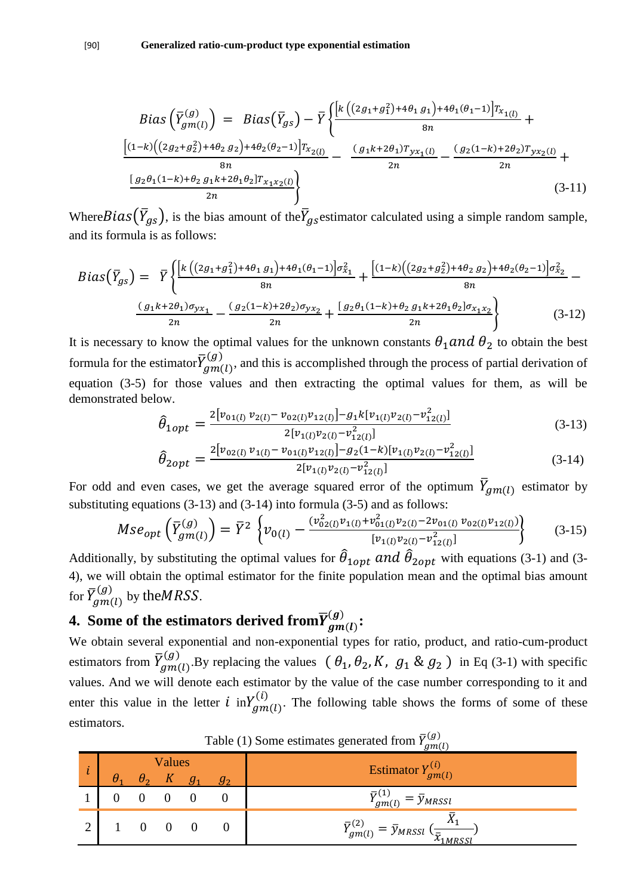$$Bias\left(\bar{Y}_{gm(l)}^{(g)}\right) = Bias(\bar{Y}_{gs}) - \bar{Y}\left\{\frac{\left[k\left((2g_1+g_1^2)+4\theta_1\, g_1\right)+4\theta_1(\theta_1-1)\right]T_{x_{1(l)}}}{8n} + \frac{\left[(1-k)\left((2g_2+g_2^2)+4\theta_2\, g_2\right)+4\theta_2(\theta_2-1)\right]T_{x_{2(l)}}}{8n} - \frac{(g_1k+2\theta_1)T_{yx_1(l)}}{2n} - \frac{(g_2(1-k)+2\theta_2)T_{yx_2(l)}}{2n} + \frac{[g_2\theta_1(1-k)+\theta_2\, g_1k+2\theta_1\theta_2]T_{x_1x_2(l)}}{2n}\right\} \tag{3-11}$$

Where $Bias(\bar{Y}_{gs})$, is the bias amount of the $\bar{Y}_{gs}$ estimator calculated using a simple random sample, and its formula is as follows:

$$Bias(\bar{Y}_{gs}) = \bar{Y}\left\{\frac{\left[k\left((2g_1+g_1^2)+4\theta_1\, g_1\right)+4\theta_1(\theta_1-1)\right]\sigma_{\bar{x}_1}^2}{8n} + \frac{\left[(1-k)\left((2g_2+g_2^2)+4\theta_2\, g_2\right)+4\theta_2(\theta_2-1)\right]\sigma_{\bar{x}_2}^2}{8n} - \frac{(g_1k+2\theta_1)\sigma_{yx_1}}{2n} - \frac{(g_2(1-k)+2\theta_2)\sigma_{yx_2}}{2n} + \frac{[g_2\theta_1(1-k)+\theta_2\, g_1k+2\theta_1\theta_2]\sigma_{x_1x_2}}{2n}\right\} \tag{3-12}$$

It is necessary to know the optimal values for the unknown constants $\theta_1 and\ \theta_2$ to obtain the best formula for the estimator $\bar{Y}_{gm(l)}^{(g)}$, and this is accomplished through the process of partial derivation of equation (3-5) for those values and then extracting the optimal values for them, as will be demonstrated below.

$$\hat{\theta}_{1opt} = \frac{2[v_{01(l)}\, v_{2(l)} - v_{02(l)}v_{12(l)}] - g_1k[v_{1(l)}v_{2(l)} - v_{12(l)}^2]}{2[v_{1(l)}v_{2(l)} - v_{12(l)}^2]} \tag{3-13}$$

$$\hat{\theta}_{2opt} = \frac{2[v_{02(l)}\, v_{1(l)} - v_{01(l)}v_{12(l)}] - g_2(1-k)[v_{1(l)}v_{2(l)} - v_{12(l)}^2]}{2[v_{1(l)}v_{2(l)} - v_{12(l)}^2]} \tag{3-14}$$

For odd and even cases, we get the average squared error of the optimum $\bar{Y}_{gm(l)}$ estimator by substituting equations (3-13) and (3-14) into formula (3-5) and as follows:

$$Mse_{opt}\left(\bar{Y}_{gm(l)}^{(g)}\right) = \bar{Y}^2\left\{v_{0(l)} - \frac{(v_{02(l)}^2v_{1(l)} + v_{01(l)}^2v_{2(l)} - 2v_{01(l)}\, v_{02(l)}v_{12(l)})}{[v_{1(l)}v_{2(l)} - v_{12(l)}^2]}\right\} \tag{3-15}$$

Additionally, by substituting the optimal values for $\hat{\theta}_{1opt}\ and\ \hat{\theta}_{2opt}$ with equations (3-1) and (3-4), we will obtain the optimal estimator for the finite population mean and the optimal bias amount for $\bar{Y}_{gm(l)}^{(g)}$ by the $MRSS$.

## 4. Some of the estimators derived from $\bar{Y}_{gm(l)}^{(g)}$:

We obtain several exponential and non-exponential types for ratio, product, and ratio-cum-product estimators from $\bar{Y}_{gm(l)}^{(g)}$. By replacing the values $(\theta_1, \theta_2, K,\ g_1\ \&\ g_2)$ in Eq (3-1) with specific values. And we will denote each estimator by the value of the case number corresponding to it and enter this value in the letter $i$ in $Y_{gm(l)}^{(i)}$. The following table shows the forms of some of these estimators.

Table (1) Some estimates generated from $\bar{Y}_{gm(l)}^{(g)}$

| $i$ | Values $\theta_1$ | $\theta_2$ | $K$ | $g_1$ | $g_2$ | Estimator $Y_{gm(l)}^{(i)}$ |
|---|---|---|---|---|---|---|
| 1 | 0 | 0 | 0 | 0 | 0 | $\bar{Y}_{gm(l)}^{(1)} = \bar{y}_{MRSSl}$ |
| 2 | 1 | 0 | 0 | 0 | 0 | $\bar{Y}_{gm(l)}^{(2)} = \bar{y}_{MRSSl}\ (\frac{\bar{X}_1}{\bar{x}_{1MRSSl}})$ |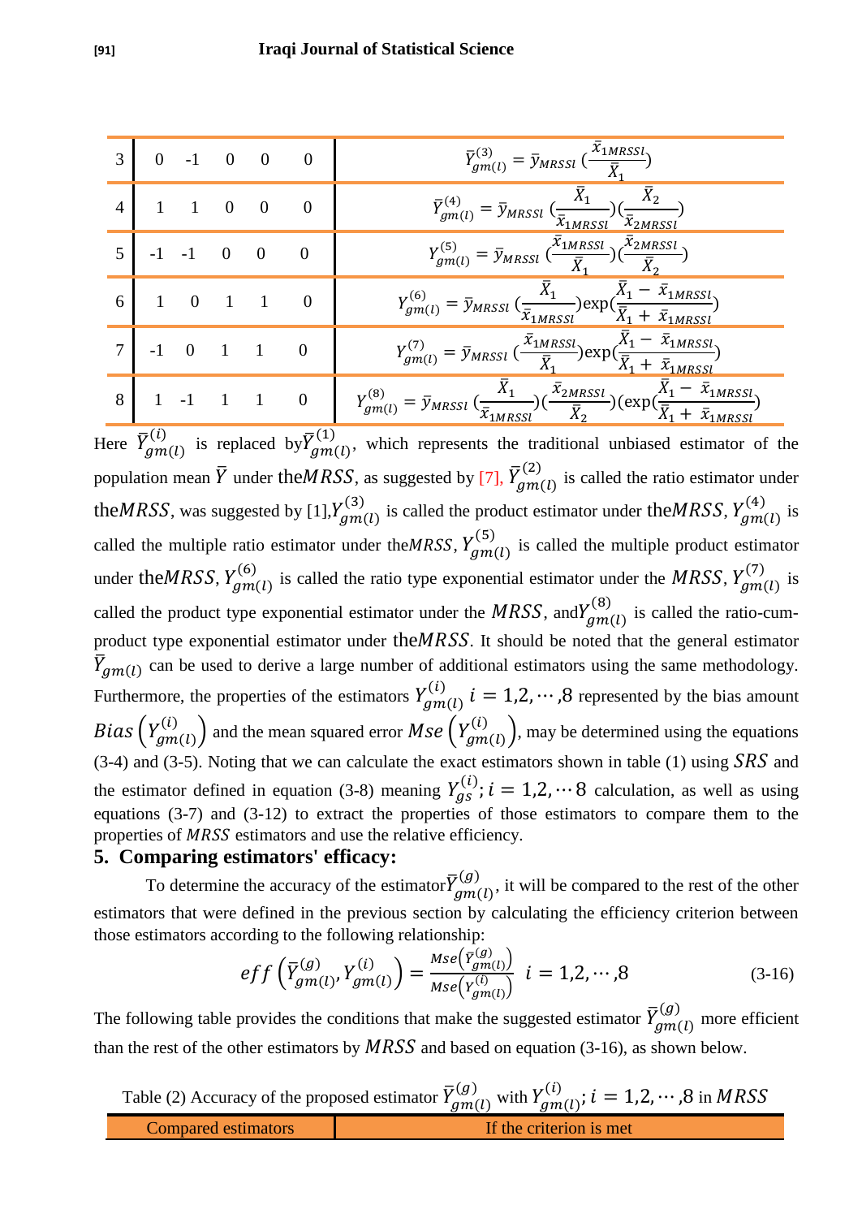| 3 | 0 | -1 | 0 | 0 | 0 | $\bar{Y}_{gm(l)}^{(3)} = \bar{y}_{MRSSl}\,(\frac{\bar{x}_{1MRSSl}}{\bar{X}_1})$ |
|---|---|---|---|---|---|---|
| 4 | 1 | 1 | 0 | 0 | 0 | $\bar{Y}_{gm(l)}^{(4)} = \bar{y}_{MRSSl}\,(\frac{\bar{X}_1}{\bar{x}_{1MRSSl}})(\frac{\bar{X}_2}{\bar{x}_{2MRSSl}})$ |
| 5 | -1 | -1 | 0 | 0 | 0 | $Y_{gm(l)}^{(5)} = \bar{y}_{MRSSl}\,(\frac{\bar{x}_{1MRSSl}}{\bar{X}_1})(\frac{\bar{x}_{2MRSSl}}{\bar{X}_2})$ |
| 6 | 1 | 0 | 1 | 1 | 0 | $Y_{gm(l)}^{(6)} = \bar{y}_{MRSSl}\,(\frac{\bar{X}_1}{\bar{x}_{1MRSSl}})\exp(\frac{\bar{X}_1 - \bar{x}_{1MRSSl}}{\bar{X}_1 + \bar{x}_{1MRSSl}})$ |
| 7 | -1 | 0 | 1 | 1 | 0 | $Y_{gm(l)}^{(7)} = \bar{y}_{MRSSl}\,(\frac{\bar{x}_{1MRSSl}}{\bar{X}_1})\exp(\frac{\bar{X}_1 - \bar{x}_{1MRSSl}}{\bar{X}_1 + \bar{x}_{1MRSSl}})$ |
| 8 | 1 | -1 | 1 | 1 | 0 | $Y_{gm(l)}^{(8)} = \bar{y}_{MRSSl}\,(\frac{\bar{X}_1}{\bar{x}_{1MRSSl}})(\frac{\bar{x}_{2MRSSl}}{\bar{X}_2})(\exp(\frac{\bar{X}_1 - \bar{x}_{1MRSSl}}{\bar{X}_1 + \bar{x}_{1MRSSl}})$ |

Here $\bar{Y}_{gm(l)}^{(i)}$ is replaced by $\bar{Y}_{gm(l)}^{(1)}$, which represents the traditional unbiased estimator of the population mean $\bar{Y}$ under the $MRSS$, as suggested by [7], $\bar{Y}_{gm(l)}^{(2)}$ is called the ratio estimator under the $MRSS$, was suggested by [1], $Y_{gm(l)}^{(3)}$ is called the product estimator under the $MRSS$, $Y_{gm(l)}^{(4)}$ is called the multiple ratio estimator under the $MRSS$, $Y_{gm(l)}^{(5)}$ is called the multiple product estimator under the $MRSS$, $Y_{gm(l)}^{(6)}$ is called the ratio type exponential estimator under the $MRSS$, $Y_{gm(l)}^{(7)}$ is called the product type exponential estimator under the $MRSS$, and $Y_{gm(l)}^{(8)}$ is called the ratio-cum-product type exponential estimator under the $MRSS$. It should be noted that the general estimator $\bar{Y}_{gm(l)}$ can be used to derive a large number of additional estimators using the same methodology. Furthermore, the properties of the estimators $Y_{gm(l)}^{(i)}$ $i = 1,2,\cdots,8$ represented by the bias amount $Bias\left(Y_{gm(l)}^{(i)}\right)$ and the mean squared error $Mse\left(Y_{gm(l)}^{(i)}\right)$, may be determined using the equations (3-4) and (3-5). Noting that we can calculate the exact estimators shown in table (1) using $SRS$ and the estimator defined in equation (3-8) meaning $Y_{gs}^{(i)}; i = 1,2,\cdots 8$ calculation, as well as using equations (3-7) and (3-12) to extract the properties of those estimators to compare them to the properties of $MRSS$ estimators and use the relative efficiency.

## 5. Comparing estimators' efficacy:

To determine the accuracy of the estimator $\bar{Y}_{gm(l)}^{(g)}$, it will be compared to the rest of the other estimators that were defined in the previous section by calculating the efficiency criterion between those estimators according to the following relationship:

$$eff\left(\bar{Y}_{gm(l)}^{(g)}, Y_{gm(l)}^{(i)}\right) = \frac{Mse\left(\bar{Y}_{gm(l)}^{(g)}\right)}{Mse\left(Y_{gm(l)}^{(i)}\right)} \quad i = 1,2,\cdots,8 \tag{3-16}$$

The following table provides the conditions that make the suggested estimator $\bar{Y}_{gm(l)}^{(g)}$ more efficient than the rest of the other estimators by $MRSS$ and based on equation (3-16), as shown below.

Table (2) Accuracy of the proposed estimator $\bar{Y}_{gm(l)}^{(g)}$ with $Y_{gm(l)}^{(i)}; i = 1,2,\cdots,8$ in $MRSS$

| Compared estimators | If the criterion is met |
|---|---|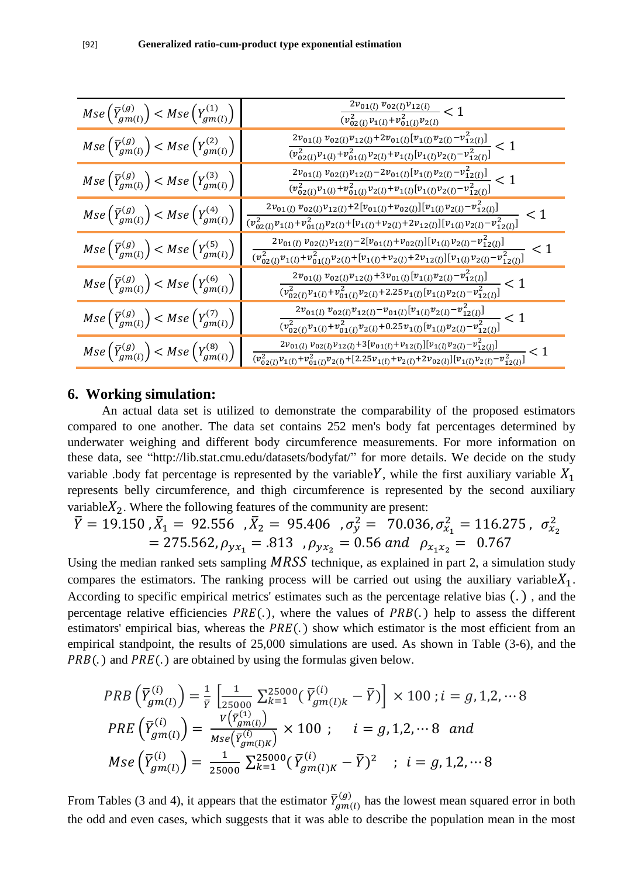| | |
|---|---|
| $Mse\left(\bar{Y}_{gm(l)}^{(g)}\right) < Mse\left(Y_{gm(l)}^{(1)}\right)$ | $\frac{2v_{01(l)}\, v_{02(l)}v_{12(l)}}{(v_{02(l)}^{2}v_{1(l)}+v_{01(l)}^{2}v_{2(l)}} < 1$ |
| $Mse\left(\bar{Y}_{gm(l)}^{(g)}\right) < Mse\left(Y_{gm(l)}^{(2)}\right)$ | $\frac{2v_{01(l)}\, v_{02(l)}v_{12(l)}+2v_{01(l)}[v_{1(l)}v_{2(l)}-v_{12(l)}^{2}]}{(v_{02(l)}^{2}v_{1(l)}+v_{01(l)}^{2}v_{2(l)}+v_{1(l)}[v_{1(l)}v_{2(l)}-v_{12(l)}^{2}]} < 1$ |
| $Mse\left(\bar{Y}_{gm(l)}^{(g)}\right) < Mse\left(Y_{gm(l)}^{(3)}\right)$ | $\frac{2v_{01(l)}\, v_{02(l)}v_{12(l)}-2v_{01(l)}[v_{1(l)}v_{2(l)}-v_{12(l)}^{2}]}{(v_{02(l)}^{2}v_{1(l)}+v_{01(l)}^{2}v_{2(l)}+v_{1(l)}[v_{1(l)}v_{2(l)}-v_{12(l)}^{2}]} < 1$ |
| $Mse\left(\bar{Y}_{gm(l)}^{(g)}\right) < Mse\left(Y_{gm(l)}^{(4)}\right)$ | $\frac{2v_{01(l)}\, v_{02(l)}v_{12(l)}+2[v_{01(l)}+v_{02(l)}][v_{1(l)}v_{2(l)}-v_{12(l)}^{2}]}{(v_{02(l)}^{2}v_{1(l)}+v_{01(l)}^{2}v_{2(l)}+[v_{1(l)}+v_{2(l)}+2v_{12(l)}][v_{1(l)}v_{2(l)}-v_{12(l)}^{2}]} < 1$ |
| $Mse\left(\bar{Y}_{gm(l)}^{(g)}\right) < Mse\left(Y_{gm(l)}^{(5)}\right)$ | $\frac{2v_{01(l)}\, v_{02(l)}v_{12(l)}-2[v_{01(l)}+v_{02(l)}][v_{1(l)}v_{2(l)}-v_{12(l)}^{2}]}{(v_{02(l)}^{2}v_{1(l)}+v_{01(l)}^{2}v_{2(l)}+[v_{1(l)}+v_{2(l)}+2v_{12(l)}][v_{1(l)}v_{2(l)}-v_{12(l)}^{2}]} < 1$ |
| $Mse\left(\bar{Y}_{gm(l)}^{(g)}\right) < Mse\left(Y_{gm(l)}^{(6)}\right)$ | $\frac{2v_{01(l)}\, v_{02(l)}v_{12(l)}+3v_{01(l)}[v_{1(l)}v_{2(l)}-v_{12(l)}^{2}]}{(v_{02(l)}^{2}v_{1(l)}+v_{01(l)}^{2}v_{2(l)}+2.25v_{1(l)}[v_{1(l)}v_{2(l)}-v_{12(l)}^{2}]} < 1$ |
| $Mse\left(\bar{Y}_{gm(l)}^{(g)}\right) < Mse\left(Y_{gm(l)}^{(7)}\right)$ | $\frac{2v_{01(l)}\, v_{02(l)}v_{12(l)}-v_{01(l)}[v_{1(l)}v_{2(l)}-v_{12(l)}^{2}]}{(v_{02(l)}^{2}v_{1(l)}+v_{01(l)}^{2}v_{2(l)}+0.25v_{1(l)}[v_{1(l)}v_{2(l)}-v_{12(l)}^{2}]} < 1$ |
| $Mse\left(\bar{Y}_{gm(l)}^{(g)}\right) < Mse\left(Y_{gm(l)}^{(8)}\right)$ | $\frac{2v_{01(l)}\, v_{02(l)}v_{12(l)}+3[v_{01(l)}+v_{12(l)}][v_{1(l)}v_{2(l)}-v_{12(l)}^{2}]}{(v_{02(l)}^{2}v_{1(l)}+v_{01(l)}^{2}v_{2(l)}+[2.25v_{1(l)}+v_{2(l)}+2v_{02(l)}][v_{1(l)}v_{2(l)}-v_{12(l)}^{2}]} < 1$ |

## 6. Working simulation:

An actual data set is utilized to demonstrate the comparability of the proposed estimators compared to one another. The data set contains 252 men's body fat percentages determined by underwater weighing and different body circumference measurements. For more information on these data, see "http://lib.stat.cmu.edu/datasets/bodyfat/" for more details. We decide on the study variable .body fat percentage is represented by the variable $Y$, while the first auxiliary variable $X_1$ represents belly circumference, and thigh circumference is represented by the second auxiliary variable $X_2$. Where the following features of the community are present:

$$\bar{Y} = 19.150\ ,\bar{X}_1 = 92.556\ \ ,\bar{X}_2 = 95.406\ \ ,\sigma_y^2 = 70.036, \sigma_{x_1}^2 = 116.275\ ,\ \sigma_{x_2}^2 = 275.562, \rho_{yx_1} = .813\ \ , \rho_{yx_2} = 0.56\ and\ \ \rho_{x_1x_2} = 0.767$$

Using the median ranked sets sampling $MRSS$ technique, as explained in part 2, a simulation study compares the estimators. The ranking process will be carried out using the auxiliary variable $X_1$. According to specific empirical metrics' estimates such as the percentage relative bias $(.)$ , and the percentage relative efficiencies $PRE(.)$, where the values of $PRB(.)$ help to assess the different estimators' empirical bias, whereas the $PRE(.)$ show which estimator is the most efficient from an empirical standpoint, the results of 25,000 simulations are used. As shown in Table (3-6), and the $PRB(.)$ and $PRE(.)$ are obtained by using the formulas given below.

$$PRB\left(\bar{Y}_{gm(l)}^{(i)}\right) = \frac{1}{\bar{Y}}\left[\frac{1}{25000}\sum_{k=1}^{25000}(\bar{Y}_{gm(l)k}^{(i)} - \bar{Y})\right] \times 100\ ; i = g, 1, 2, \cdots 8$$

$$PRE\left(\bar{Y}_{gm(l)}^{(i)}\right) = \frac{V\left(\bar{Y}_{gm(l)}^{(1)}\right)}{Mse\left(\bar{Y}_{gm(l)K}^{(i)}\right)} \times 100\ ; \quad i = g, 1, 2, \cdots 8\ \ and$$

$$Mse\left(\bar{Y}_{gm(l)}^{(i)}\right) = \frac{1}{25000}\sum_{k=1}^{25000}(\bar{Y}_{gm(l)K}^{(i)} - \bar{Y})^2 \quad ;\ i = g, 1, 2, \cdots 8$$

From Tables (3 and 4), it appears that the estimator $\bar{Y}_{gm(l)}^{(g)}$ has the lowest mean squared error in both the odd and even cases, which suggests that it was able to describe the population mean in the most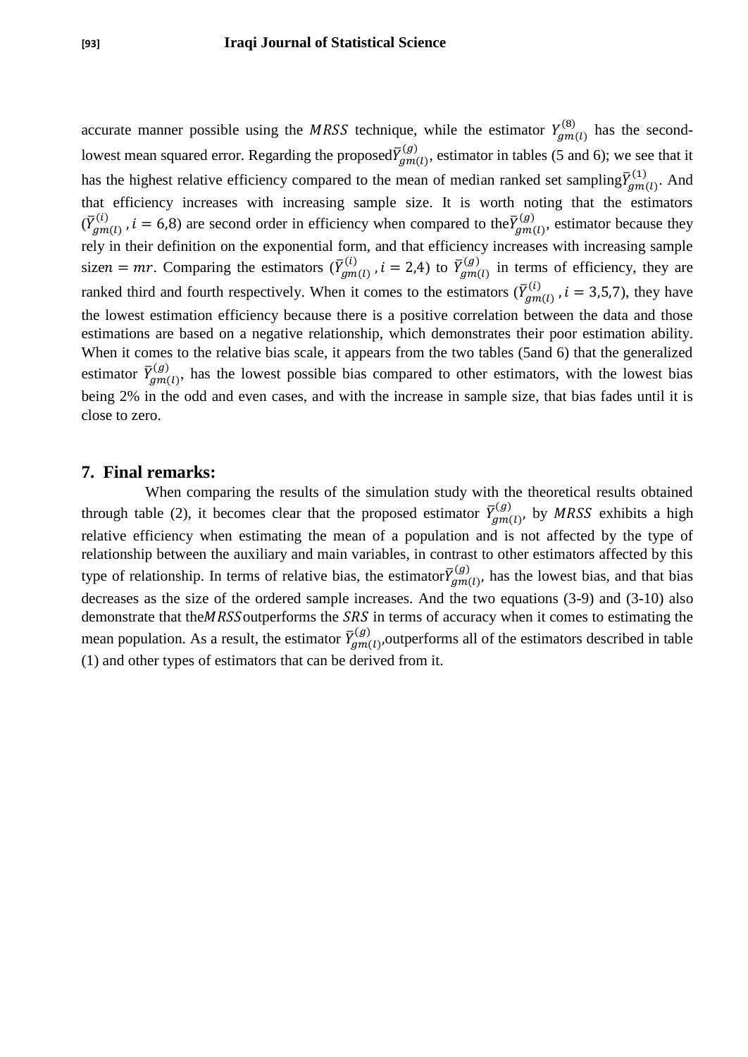accurate manner possible using the $MRSS$ technique, while the estimator $Y_{gm(l)}^{(8)}$ has the second-lowest mean squared error. Regarding the proposed$\bar{Y}_{gm(l)}^{(g)}$, estimator in tables (5 and 6); we see that it has the highest relative efficiency compared to the mean of median ranked set sampling$\bar{Y}_{gm(l)}^{(1)}$. And that efficiency increases with increasing sample size. It is worth noting that the estimators ($\bar{Y}_{gm(l)}^{(i)}$ , $i = 6,8$) are second order in efficiency when compared to the$\bar{Y}_{gm(l)}^{(g)}$, estimator because they rely in their definition on the exponential form, and that efficiency increases with increasing sample size$n = mr$. Comparing the estimators ($\bar{Y}_{gm(l)}^{(i)}$ , $i = 2,4$) to $\bar{Y}_{gm(l)}^{(g)}$ in terms of efficiency, they are ranked third and fourth respectively. When it comes to the estimators ($\bar{Y}_{gm(l)}^{(i)}$ , $i = 3,5,7$), they have the lowest estimation efficiency because there is a positive correlation between the data and those estimations are based on a negative relationship, which demonstrates their poor estimation ability. When it comes to the relative bias scale, it appears from the two tables (5and 6) that the generalized estimator $\bar{Y}_{gm(l)}^{(g)}$, has the lowest possible bias compared to other estimators, with the lowest bias being 2% in the odd and even cases, and with the increase in sample size, that bias fades until it is close to zero.

## 7. Final remarks:

When comparing the results of the simulation study with the theoretical results obtained through table (2), it becomes clear that the proposed estimator $\bar{Y}_{gm(l)}^{(g)}$, by $MRSS$ exhibits a high relative efficiency when estimating the mean of a population and is not affected by the type of relationship between the auxiliary and main variables, in contrast to other estimators affected by this type of relationship. In terms of relative bias, the estimator$\bar{Y}_{gm(l)}^{(g)}$, has the lowest bias, and that bias decreases as the size of the ordered sample increases. And the two equations (3-9) and (3-10) also demonstrate that the$MRSS$outperforms the $SRS$ in terms of accuracy when it comes to estimating the mean population. As a result, the estimator $\bar{Y}_{gm(l)}^{(g)}$,outperforms all of the estimators described in table (1) and other types of estimators that can be derived from it.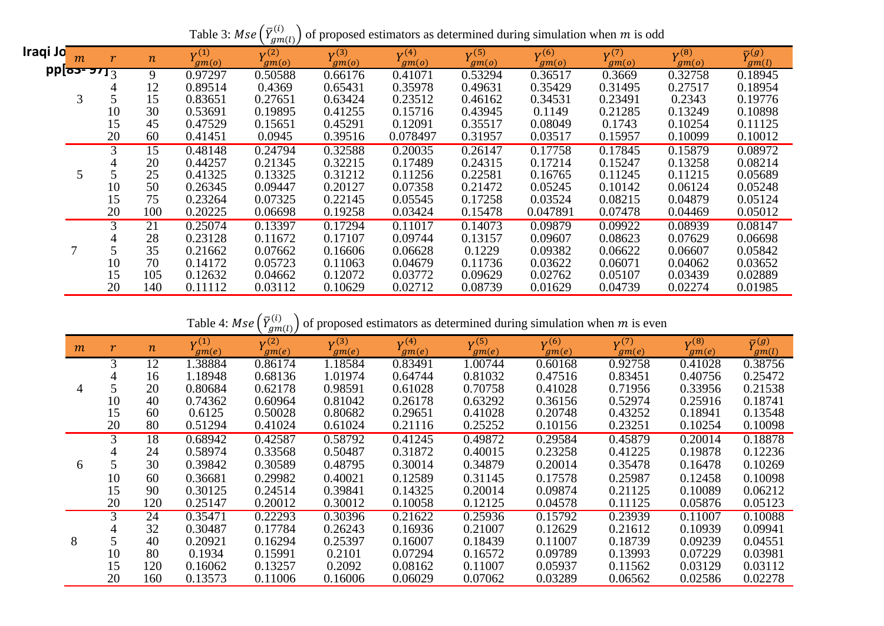Table 3: $Mse\left(\bar{Y}_{gm(l)}^{(i)}\right)$ of proposed estimators as determined during simulation when $m$ is odd

| $m$ | $r$ | $n$ | $Y_{gm(o)}^{(1)}$ | $Y_{gm(o)}^{(2)}$ | $Y_{gm(o)}^{(3)}$ | $Y_{gm(o)}^{(4)}$ | $Y_{gm(o)}^{(5)}$ | $Y_{gm(o)}^{(6)}$ | $Y_{gm(o)}^{(7)}$ | $Y_{gm(o)}^{(8)}$ | $\bar{Y}_{gm(l)}^{(g)}$ |
|---|---|---|---|---|---|---|---|---|---|---|---|
| 3 | 3 | 9 | 0.97297 | 0.50588 | 0.66176 | 0.41071 | 0.53294 | 0.36517 | 0.3669 | 0.32758 | 0.18945 |
| | 4 | 12 | 0.89514 | 0.4369 | 0.65431 | 0.35978 | 0.49631 | 0.35429 | 0.31495 | 0.27517 | 0.18954 |
| | 5 | 15 | 0.83651 | 0.27651 | 0.63424 | 0.23512 | 0.46162 | 0.34531 | 0.23491 | 0.2343 | 0.19776 |
| | 10 | 30 | 0.53691 | 0.19895 | 0.41255 | 0.15716 | 0.43945 | 0.1149 | 0.21285 | 0.13249 | 0.10898 |
| | 15 | 45 | 0.47529 | 0.15651 | 0.45291 | 0.12091 | 0.35517 | 0.08049 | 0.1743 | 0.10254 | 0.11125 |
| | 20 | 60 | 0.41451 | 0.0945 | 0.39516 | 0.078497 | 0.31957 | 0.03517 | 0.15957 | 0.10099 | 0.10012 |
| 5 | 3 | 15 | 0.48148 | 0.24794 | 0.32588 | 0.20035 | 0.26147 | 0.17758 | 0.17845 | 0.15879 | 0.08972 |
| | 4 | 20 | 0.44257 | 0.21345 | 0.32215 | 0.17489 | 0.24315 | 0.17214 | 0.15247 | 0.13258 | 0.08214 |
| | 5 | 25 | 0.41325 | 0.13325 | 0.31212 | 0.11256 | 0.22581 | 0.16765 | 0.11245 | 0.11215 | 0.05689 |
| | 10 | 50 | 0.26345 | 0.09447 | 0.20127 | 0.07358 | 0.21472 | 0.05245 | 0.10142 | 0.06124 | 0.05248 |
| | 15 | 75 | 0.23264 | 0.07325 | 0.22145 | 0.05545 | 0.17258 | 0.03524 | 0.08215 | 0.04879 | 0.05124 |
| | 20 | 100 | 0.20225 | 0.06698 | 0.19258 | 0.03424 | 0.15478 | 0.047891 | 0.07478 | 0.04469 | 0.05012 |
| 7 | 3 | 21 | 0.25074 | 0.13397 | 0.17294 | 0.11017 | 0.14073 | 0.09879 | 0.09922 | 0.08939 | 0.08147 |
| | 4 | 28 | 0.23128 | 0.11672 | 0.17107 | 0.09744 | 0.13157 | 0.09607 | 0.08623 | 0.07629 | 0.06698 |
| | 5 | 35 | 0.21662 | 0.07662 | 0.16606 | 0.06628 | 0.1229 | 0.09382 | 0.06622 | 0.06607 | 0.05842 |
| | 10 | 70 | 0.14172 | 0.05723 | 0.11063 | 0.04679 | 0.11736 | 0.03622 | 0.06071 | 0.04062 | 0.03652 |
| | 15 | 105 | 0.12632 | 0.04662 | 0.12072 | 0.03772 | 0.09629 | 0.02762 | 0.05107 | 0.03439 | 0.02889 |
| | 20 | 140 | 0.11112 | 0.03112 | 0.10629 | 0.02712 | 0.08739 | 0.01629 | 0.04739 | 0.02274 | 0.01985 |

Table 4: $Mse\left(\bar{Y}_{gm(l)}^{(i)}\right)$ of proposed estimators as determined during simulation when $m$ is even

| $m$ | $r$ | $n$ | $Y_{gm(e)}^{(1)}$ | $Y_{gm(e)}^{(2)}$ | $Y_{gm(e)}^{(3)}$ | $Y_{gm(e)}^{(4)}$ | $Y_{gm(e)}^{(5)}$ | $Y_{gm(e)}^{(6)}$ | $Y_{gm(e)}^{(7)}$ | $Y_{gm(e)}^{(8)}$ | $\bar{Y}_{gm(l)}^{(g)}$ |
|---|---|---|---|---|---|---|---|---|---|---|---|
| 4 | 3 | 12 | 1.38884 | 0.86174 | 1.18584 | 0.83491 | 1.00744 | 0.60168 | 0.92758 | 0.41028 | 0.38756 |
| | 4 | 16 | 1.18948 | 0.68136 | 1.01974 | 0.64744 | 0.81032 | 0.47516 | 0.83451 | 0.40756 | 0.25472 |
| | 5 | 20 | 0.80684 | 0.62178 | 0.98591 | 0.61028 | 0.70758 | 0.41028 | 0.71956 | 0.33956 | 0.21538 |
| | 10 | 40 | 0.74362 | 0.60964 | 0.81042 | 0.26178 | 0.63292 | 0.36156 | 0.52974 | 0.25916 | 0.18741 |
| | 15 | 60 | 0.6125 | 0.50028 | 0.80682 | 0.29651 | 0.41028 | 0.20748 | 0.43252 | 0.18941 | 0.13548 |
| | 20 | 80 | 0.51294 | 0.41024 | 0.61024 | 0.21116 | 0.25252 | 0.10156 | 0.23251 | 0.10254 | 0.10098 |
| 6 | 3 | 18 | 0.68942 | 0.42587 | 0.58792 | 0.41245 | 0.49872 | 0.29584 | 0.45879 | 0.20014 | 0.18878 |
| | 4 | 24 | 0.58974 | 0.33568 | 0.50487 | 0.31872 | 0.40015 | 0.23258 | 0.41225 | 0.19878 | 0.12236 |
| | 5 | 30 | 0.39842 | 0.30589 | 0.48795 | 0.30014 | 0.34879 | 0.20014 | 0.35478 | 0.16478 | 0.10269 |
| | 10 | 60 | 0.36681 | 0.29982 | 0.40021 | 0.12589 | 0.31145 | 0.17578 | 0.25987 | 0.12458 | 0.10098 |
| | 15 | 90 | 0.30125 | 0.24514 | 0.39841 | 0.14325 | 0.20014 | 0.09874 | 0.21125 | 0.10089 | 0.06212 |
| | 20 | 120 | 0.25147 | 0.20012 | 0.30012 | 0.10058 | 0.12125 | 0.04578 | 0.11125 | 0.05876 | 0.05123 |
| 8 | 3 | 24 | 0.35471 | 0.22293 | 0.30396 | 0.21622 | 0.25936 | 0.15792 | 0.23939 | 0.11007 | 0.10088 |
| | 4 | 32 | 0.30487 | 0.17784 | 0.26243 | 0.16936 | 0.21007 | 0.12629 | 0.21612 | 0.10939 | 0.09941 |
| | 5 | 40 | 0.20921 | 0.16294 | 0.25397 | 0.16007 | 0.18439 | 0.11007 | 0.18739 | 0.09239 | 0.04551 |
| | 10 | 80 | 0.1934 | 0.15991 | 0.2101 | 0.07294 | 0.16572 | 0.09789 | 0.13993 | 0.07229 | 0.03981 |
| | 15 | 120 | 0.16062 | 0.13257 | 0.2092 | 0.08162 | 0.11007 | 0.05937 | 0.11562 | 0.03129 | 0.03112 |
| | 20 | 160 | 0.13573 | 0.11006 | 0.16006 | 0.06029 | 0.07062 | 0.03289 | 0.06562 | 0.02586 | 0.02278 |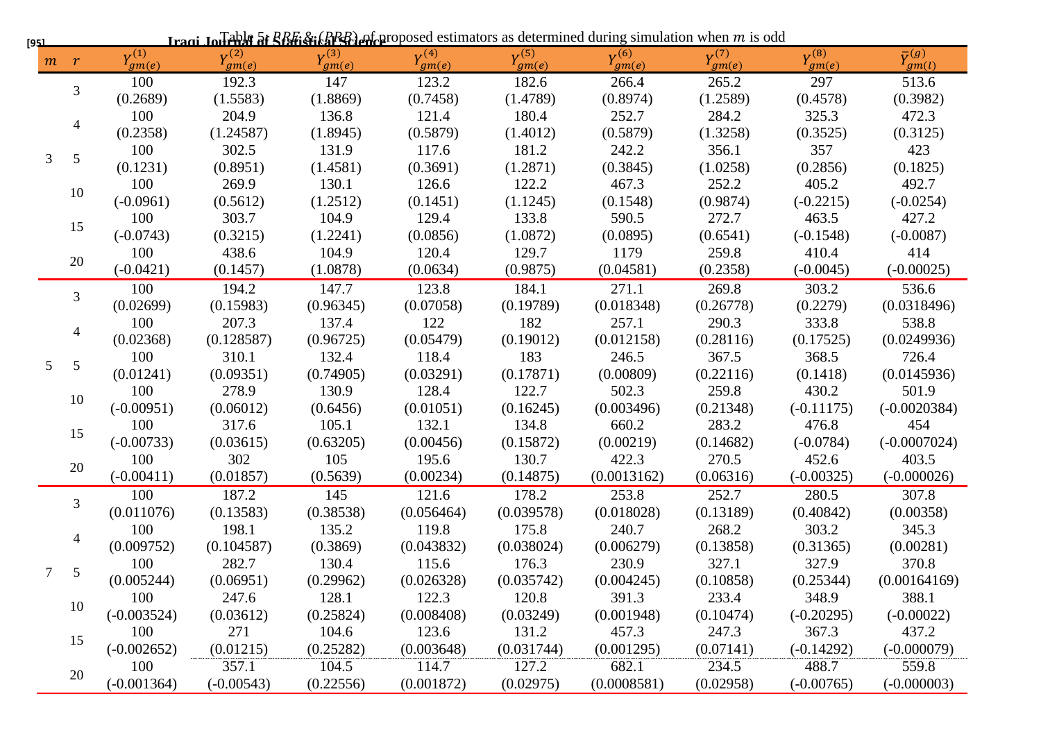Table 5: *PRE* & (*PRB*) of proposed estimators as determined during simulation when $m$ is odd

| $m$ | $r$ | $Y_{gm(e)}^{(1)}$ | $Y_{gm(e)}^{(2)}$ | $Y_{gm(e)}^{(3)}$ | $Y_{gm(e)}^{(4)}$ | $Y_{gm(e)}^{(5)}$ | $Y_{gm(e)}^{(6)}$ | $Y_{gm(e)}^{(7)}$ | $Y_{gm(e)}^{(8)}$ | $\bar{Y}_{gm(l)}^{(g)}$ |
|---|---|---|---|---|---|---|---|---|---|---|
| 3 | 3 | 100 (0.2689) | 192.3 (1.5583) | 147 (1.8869) | 123.2 (0.7458) | 182.6 (1.4789) | 266.4 (0.8974) | 265.2 (1.2589) | 297 (0.4578) | 513.6 (0.3982) |
| | 4 | 100 (0.2358) | 204.9 (1.24587) | 136.8 (1.8945) | 121.4 (0.5879) | 180.4 (1.4012) | 252.7 (0.5879) | 284.2 (1.3258) | 325.3 (0.3525) | 472.3 (0.3125) |
| | 5 | 100 (0.1231) | 302.5 (0.8951) | 131.9 (1.4581) | 117.6 (0.3691) | 181.2 (1.2871) | 242.2 (0.3845) | 356.1 (1.0258) | 357 (0.2856) | 423 (0.1825) |
| | 10 | 100 (-0.0961) | 269.9 (0.5612) | 130.1 (1.2512) | 126.6 (0.1451) | 122.2 (1.1245) | 467.3 (0.1548) | 252.2 (0.9874) | 405.2 (-0.2215) | 492.7 (-0.0254) |
| | 15 | 100 (-0.0743) | 303.7 (0.3215) | 104.9 (1.2241) | 129.4 (0.0856) | 133.8 (1.0872) | 590.5 (0.0895) | 272.7 (0.6541) | 463.5 (-0.1548) | 427.2 (-0.0087) |
| | 20 | 100 (-0.0421) | 438.6 (0.1457) | 104.9 (1.0878) | 120.4 (0.0634) | 129.7 (0.9875) | 1179 (0.04581) | 259.8 (0.2358) | 410.4 (-0.0045) | 414 (-0.00025) |
| 5 | 3 | 100 (0.02699) | 194.2 (0.15983) | 147.7 (0.96345) | 123.8 (0.07058) | 184.1 (0.19789) | 271.1 (0.018348) | 269.8 (0.26778) | 303.2 (0.2279) | 536.6 (0.0318496) |
| | 4 | 100 (0.02368) | 207.3 (0.128587) | 137.4 (0.96725) | 122 (0.05479) | 182 (0.19012) | 257.1 (0.012158) | 290.3 (0.28116) | 333.8 (0.17525) | 538.8 (0.0249936) |
| | 5 | 100 (0.01241) | 310.1 (0.09351) | 132.4 (0.74905) | 118.4 (0.03291) | 183 (0.17871) | 246.5 (0.00809) | 367.5 (0.22116) | 368.5 (0.1418) | 726.4 (0.0145936) |
| | 10 | 100 (-0.00951) | 278.9 (0.06012) | 130.9 (0.6456) | 128.4 (0.01051) | 122.7 (0.16245) | 502.3 (0.003496) | 259.8 (0.21348) | 430.2 (-0.11175) | 501.9 (-0.0020384) |
| | 15 | 100 (-0.00733) | 317.6 (0.03615) | 105.1 (0.63205) | 132.1 (0.00456) | 134.8 (0.15872) | 660.2 (0.00219) | 283.2 (0.14682) | 476.8 (-0.0784) | 454 (-0.0007024) |
| | 20 | 100 (-0.00411) | 302 (0.01857) | 105 (0.5639) | 195.6 (0.00234) | 130.7 (0.14875) | 422.3 (0.0013162) | 270.5 (0.06316) | 452.6 (-0.00325) | 403.5 (-0.000026) |
| 7 | 3 | 100 (0.011076) | 187.2 (0.13583) | 145 (0.38538) | 121.6 (0.056464) | 178.2 (0.039578) | 253.8 (0.018028) | 252.7 (0.13189) | 280.5 (0.40842) | 307.8 (0.00358) |
| | 4 | 100 (0.009752) | 198.1 (0.104587) | 135.2 (0.3869) | 119.8 (0.043832) | 175.8 (0.038024) | 240.7 (0.006279) | 268.2 (0.13858) | 303.2 (0.31365) | 345.3 (0.00281) |
| | 5 | 100 (0.005244) | 282.7 (0.06951) | 130.4 (0.29962) | 115.6 (0.026328) | 176.3 (0.035742) | 230.9 (0.004245) | 327.1 (0.10858) | 327.9 (0.25344) | 370.8 (0.00164169) |
| | 10 | 100 (-0.003524) | 247.6 (0.03612) | 128.1 (0.25824) | 122.3 (0.008408) | 120.8 (0.03249) | 391.3 (0.001948) | 233.4 (0.10474) | 348.9 (-0.20295) | 388.1 (-0.00022) |
| | 15 | 100 (-0.002652) | 271 (0.01215) | 104.6 (0.25282) | 123.6 (0.003648) | 131.2 (0.031744) | 457.3 (0.001295) | 247.3 (0.07141) | 367.3 (-0.14292) | 437.2 (-0.000079) |
| | 20 | 100 (-0.001364) | 357.1 (-0.00543) | 104.5 (0.22556) | 114.7 (0.001872) | 127.2 (0.02975) | 682.1 (0.0008581) | 234.5 (0.02958) | 488.7 (-0.00765) | 559.8 (-0.000003) |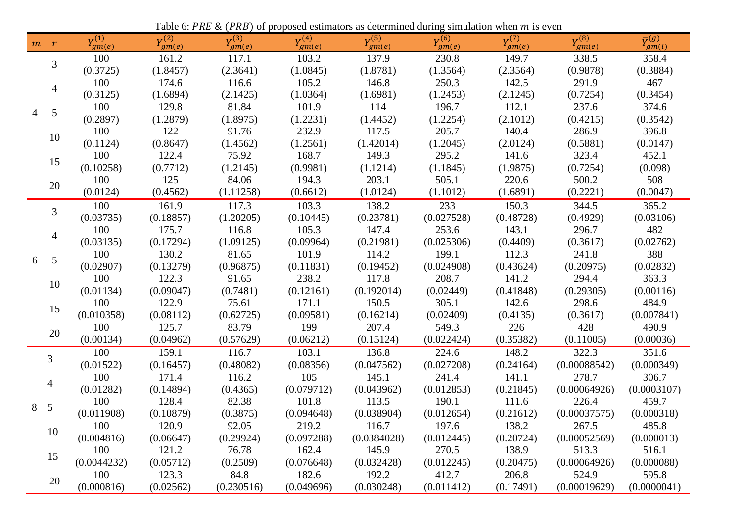Table 6: $PRE$ & $(PRB)$ of proposed estimators as determined during simulation when $m$ is even

| $m$ | $r$ | $Y_{gm(e)}^{(1)}$ | $Y_{gm(e)}^{(2)}$ | $Y_{gm(e)}^{(3)}$ | $Y_{gm(e)}^{(4)}$ | $Y_{gm(e)}^{(5)}$ | $Y_{gm(e)}^{(6)}$ | $Y_{gm(e)}^{(7)}$ | $Y_{gm(e)}^{(8)}$ | $\bar{Y}_{gm(l)}^{(g)}$ |
|---|---|---|---|---|---|---|---|---|---|---|
| 4 | 3 | 100 (0.3725) | 161.2 (1.8457) | 117.1 (2.3641) | 103.2 (1.0845) | 137.9 (1.8781) | 230.8 (1.3564) | 149.7 (2.3564) | 338.5 (0.9878) | 358.4 (0.3884) |
| | 4 | 100 (0.3125) | 174.6 (1.6894) | 116.6 (2.1425) | 105.2 (1.0364) | 146.8 (1.6981) | 250.3 (1.2453) | 142.5 (2.1245) | 291.9 (0.7254) | 467 (0.3454) |
| | 5 | 100 (0.2897) | 129.8 (1.2879) | 81.84 (1.8975) | 101.9 (1.2231) | 114 (1.4452) | 196.7 (1.2254) | 112.1 (2.1012) | 237.6 (0.4215) | 374.6 (0.3542) |
| | 10 | 100 (0.1124) | 122 (0.8647) | 91.76 (1.4562) | 232.9 (1.2561) | 117.5 (1.42014) | 205.7 (1.2045) | 140.4 (2.0124) | 286.9 (0.5881) | 396.8 (0.0147) |
| | 15 | 100 (0.10258) | 122.4 (0.7712) | 75.92 (1.2145) | 168.7 (0.9981) | 149.3 (1.1214) | 295.2 (1.1845) | 141.6 (1.9875) | 323.4 (0.7254) | 452.1 (0.098) |
| | 20 | 100 (0.0124) | 125 (0.4562) | 84.06 (1.11258) | 194.3 (0.6612) | 203.1 (1.0124) | 505.1 (1.1012) | 220.6 (1.6891) | 500.2 (0.2221) | 508 (0.0047) |
| 6 | 3 | 100 (0.03735) | 161.9 (0.18857) | 117.3 (1.20205) | 103.3 (0.10445) | 138.2 (0.23781) | 233 (0.027528) | 150.3 (0.48728) | 344.5 (0.4929) | 365.2 (0.03106) |
| | 4 | 100 (0.03135) | 175.7 (0.17294) | 116.8 (1.09125) | 105.3 (0.09964) | 147.4 (0.21981) | 253.6 (0.025306) | 143.1 (0.4409) | 296.7 (0.3617) | 482 (0.02762) |
| | 5 | 100 (0.02907) | 130.2 (0.13279) | 81.65 (0.96875) | 101.9 (0.11831) | 114.2 (0.19452) | 199.1 (0.024908) | 112.3 (0.43624) | 241.8 (0.20975) | 388 (0.02832) |
| | 10 | 100 (0.01134) | 122.3 (0.09047) | 91.65 (0.7481) | 238.2 (0.12161) | 117.8 (0.192014) | 208.7 (0.02449) | 141.2 (0.41848) | 294.4 (0.29305) | 363.3 (0.00116) |
| | 15 | 100 (0.010358) | 122.9 (0.08112) | 75.61 (0.62725) | 171.1 (0.09581) | 150.5 (0.16214) | 305.1 (0.02409) | 142.6 (0.4135) | 298.6 (0.3617) | 484.9 (0.007841) |
| | 20 | 100 (0.00134) | 125.7 (0.04962) | 83.79 (0.57629) | 199 (0.06212) | 207.4 (0.15124) | 549.3 (0.022424) | 226 (0.35382) | 428 (0.11005) | 490.9 (0.00036) |
| 8 | 3 | 100 (0.01522) | 159.1 (0.16457) | 116.7 (0.48082) | 103.1 (0.08356) | 136.8 (0.047562) | 224.6 (0.027208) | 148.2 (0.24164) | 322.3 (0.00088542) | 351.6 (0.000349) |
| | 4 | 100 (0.01282) | 171.4 (0.14894) | 116.2 (0.4365) | 105 (0.079712) | 145.1 (0.043962) | 241.4 (0.012853) | 141.1 (0.21845) | 278.7 (0.00064926) | 306.7 (0.0003107) |
| | 5 | 100 (0.011908) | 128.4 (0.10879) | 82.38 (0.3875) | 101.8 (0.094648) | 113.5 (0.038904) | 190.1 (0.012654) | 111.6 (0.21612) | 226.4 (0.00037575) | 459.7 (0.000318) |
| | 10 | 100 (0.004816) | 120.9 (0.06647) | 92.05 (0.29924) | 219.2 (0.097288) | 116.7 (0.0384028) | 197.6 (0.012445) | 138.2 (0.20724) | 267.5 (0.00052569) | 485.8 (0.000013) |
| | 15 | 100 (0.0044232) | 121.2 (0.05712) | 76.78 (0.2509) | 162.4 (0.076648) | 145.9 (0.032428) | 270.5 (0.012245) | 138.9 (0.20475) | 513.3 (0.00064926) | 516.1 (0.000088) |
| | 20 | 100 (0.000816) | 123.3 (0.02562) | 84.8 (0.230516) | 182.6 (0.049696) | 192.2 (0.030248) | 412.7 (0.011412) | 206.8 (0.17491) | 524.9 (0.00019629) | 595.8 (0.0000041) |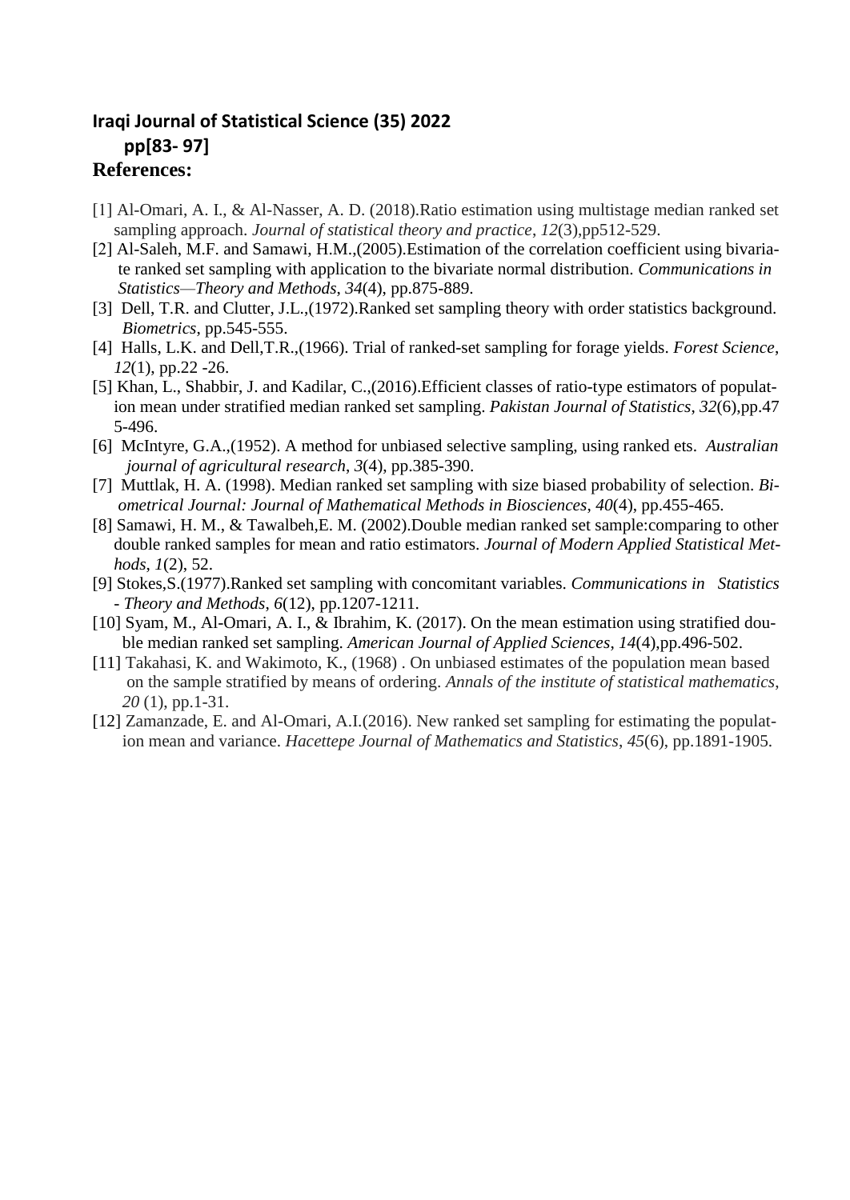## References:

[1] Al-Omari, A. I., & Al-Nasser, A. D. (2018).Ratio estimation using multistage median ranked set sampling approach. *Journal of statistical theory and practice*, *12*(3),pp512-529.

[2] Al-Saleh, M.F. and Samawi, H.M.,(2005).Estimation of the correlation coefficient using bivariate ranked set sampling with application to the bivariate normal distribution. *Communications in Statistics—Theory and Methods*, *34*(4), pp.875-889.

[3] Dell, T.R. and Clutter, J.L.,(1972).Ranked set sampling theory with order statistics background. *Biometrics*, pp.545-555.

[4] Halls, L.K. and Dell,T.R.,(1966). Trial of ranked-set sampling for forage yields. *Forest Science*, *12*(1), pp.22 -26.

[5] Khan, L., Shabbir, J. and Kadilar, C.,(2016).Efficient classes of ratio-type estimators of population mean under stratified median ranked set sampling. *Pakistan Journal of Statistics*, *32*(6),pp.475-496.

[6] McIntyre, G.A.,(1952). A method for unbiased selective sampling, using ranked ets. *Australian journal of agricultural research*, *3*(4), pp.385-390.

[7] Muttlak, H. A. (1998). Median ranked set sampling with size biased probability of selection. *Biometrical Journal: Journal of Mathematical Methods in Biosciences*, *40*(4), pp.455-465.

[8] Samawi, H. M., & Tawalbeh,E. M. (2002).Double median ranked set sample:comparing to other double ranked samples for mean and ratio estimators. *Journal of Modern Applied Statistical Methods*, *1*(2), 52.

[9] Stokes,S.(1977).Ranked set sampling with concomitant variables. *Communications in Statistics - Theory and Methods*, *6*(12), pp.1207-1211.

[10] Syam, M., Al-Omari, A. I., & Ibrahim, K. (2017). On the mean estimation using stratified double median ranked set sampling. *American Journal of Applied Sciences*, *14*(4),pp.496-502.

[11] Takahasi, K. and Wakimoto, K., (1968) . On unbiased estimates of the population mean based on the sample stratified by means of ordering. *Annals of the institute of statistical mathematics*, *20* (1), pp.1-31.

[12] Zamanzade, E. and Al-Omari, A.I.(2016). New ranked set sampling for estimating the population mean and variance. *Hacettepe Journal of Mathematics and Statistics*, *45*(6), pp.1891-1905.